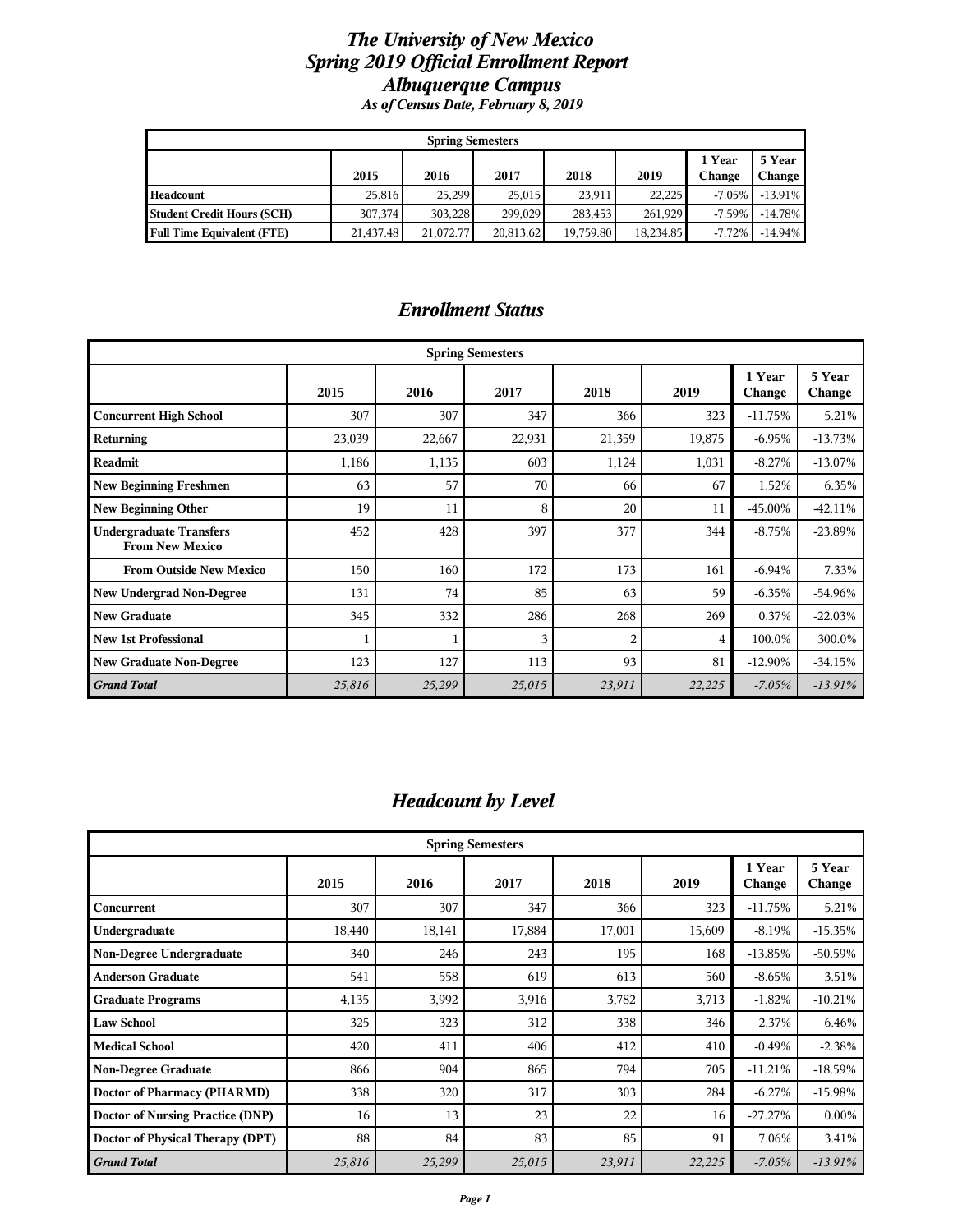# *The University of New Mexico*
# *Spring 2019 Official Enrollment Report*
# *Albuquerque Campus*

***As of Census Date, February 8, 2019***

| Spring Semesters | | | | | | | |
|---|---|---|---|---|---|---|---|
| | **2015** | **2016** | **2017** | **2018** | **2019** | **1 Year Change** | **5 Year Change** |
| **Headcount** | 25,816 | 25,299 | 25,015 | 23,911 | 22,225 | -7.05% | -13.91% |
| **Student Credit Hours (SCH)** | 307,374 | 303,228 | 299,029 | 283,453 | 261,929 | -7.59% | -14.78% |
| **Full Time Equivalent (FTE)** | 21,437.48 | 21,072.77 | 20,813.62 | 19,759.80 | 18,234.85 | -7.72% | -14.94% |

## *Enrollment Status*

| Spring Semesters | | | | | | | |
|---|---|---|---|---|---|---|---|
| | **2015** | **2016** | **2017** | **2018** | **2019** | **1 Year Change** | **5 Year Change** |
| **Concurrent High School** | 307 | 307 | 347 | 366 | 323 | -11.75% | 5.21% |
| **Returning** | 23,039 | 22,667 | 22,931 | 21,359 | 19,875 | -6.95% | -13.73% |
| **Readmit** | 1,186 | 1,135 | 603 | 1,124 | 1,031 | -8.27% | -13.07% |
| **New Beginning Freshmen** | 63 | 57 | 70 | 66 | 67 | 1.52% | 6.35% |
| **New Beginning Other** | 19 | 11 | 8 | 20 | 11 | -45.00% | -42.11% |
| **Undergraduate Transfers From New Mexico** | 452 | 428 | 397 | 377 | 344 | -8.75% | -23.89% |
| **From Outside New Mexico** | 150 | 160 | 172 | 173 | 161 | -6.94% | 7.33% |
| **New Undergrad Non-Degree** | 131 | 74 | 85 | 63 | 59 | -6.35% | -54.96% |
| **New Graduate** | 345 | 332 | 286 | 268 | 269 | 0.37% | -22.03% |
| **New 1st Professional** | 1 | 1 | 3 | 2 | 4 | 100.0% | 300.0% |
| **New Graduate Non-Degree** | 123 | 127 | 113 | 93 | 81 | -12.90% | -34.15% |
| ***Grand Total*** | *25,816* | *25,299* | *25,015* | *23,911* | *22,225* | *-7.05%* | *-13.91%* |

## *Headcount by Level*

| Spring Semesters | | | | | | | |
|---|---|---|---|---|---|---|---|
| | **2015** | **2016** | **2017** | **2018** | **2019** | **1 Year Change** | **5 Year Change** |
| **Concurrent** | 307 | 307 | 347 | 366 | 323 | -11.75% | 5.21% |
| **Undergraduate** | 18,440 | 18,141 | 17,884 | 17,001 | 15,609 | -8.19% | -15.35% |
| **Non-Degree Undergraduate** | 340 | 246 | 243 | 195 | 168 | -13.85% | -50.59% |
| **Anderson Graduate** | 541 | 558 | 619 | 613 | 560 | -8.65% | 3.51% |
| **Graduate Programs** | 4,135 | 3,992 | 3,916 | 3,782 | 3,713 | -1.82% | -10.21% |
| **Law School** | 325 | 323 | 312 | 338 | 346 | 2.37% | 6.46% |
| **Medical School** | 420 | 411 | 406 | 412 | 410 | -0.49% | -2.38% |
| **Non-Degree Graduate** | 866 | 904 | 865 | 794 | 705 | -11.21% | -18.59% |
| **Doctor of Pharmacy (PHARMD)** | 338 | 320 | 317 | 303 | 284 | -6.27% | -15.98% |
| **Doctor of Nursing Practice (DNP)** | 16 | 13 | 23 | 22 | 16 | -27.27% | 0.00% |
| **Doctor of Physical Therapy (DPT)** | 88 | 84 | 83 | 85 | 91 | 7.06% | 3.41% |
| ***Grand Total*** | *25,816* | *25,299* | *25,015* | *23,911* | *22,225* | *-7.05%* | *-13.91%* |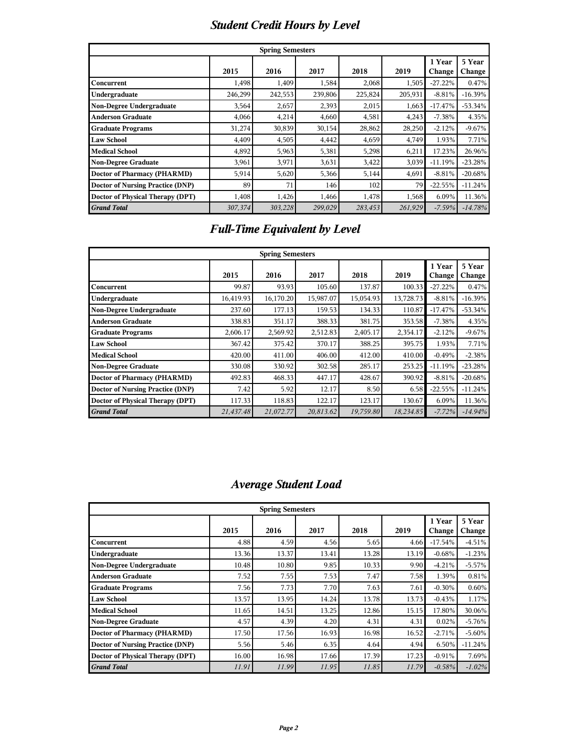## *Student Credit Hours by Level*

| Spring Semesters | | | | | | | |
|---|---|---|---|---|---|---|---|
| | 2015 | 2016 | 2017 | 2018 | 2019 | 1 Year Change | 5 Year Change |
| **Concurrent** | 1,498 | 1,409 | 1,584 | 2,068 | 1,505 | -27.22% | 0.47% |
| **Undergraduate** | 246,299 | 242,553 | 239,806 | 225,824 | 205,931 | -8.81% | -16.39% |
| **Non-Degree Undergraduate** | 3,564 | 2,657 | 2,393 | 2,015 | 1,663 | -17.47% | -53.34% |
| **Anderson Graduate** | 4,066 | 4,214 | 4,660 | 4,581 | 4,243 | -7.38% | 4.35% |
| **Graduate Programs** | 31,274 | 30,839 | 30,154 | 28,862 | 28,250 | -2.12% | -9.67% |
| **Law School** | 4,409 | 4,505 | 4,442 | 4,659 | 4,749 | 1.93% | 7.71% |
| **Medical School** | 4,892 | 5,963 | 5,381 | 5,298 | 6,211 | 17.23% | 26.96% |
| **Non-Degree Graduate** | 3,961 | 3,971 | 3,631 | 3,422 | 3,039 | -11.19% | -23.28% |
| **Doctor of Pharmacy (PHARMD)** | 5,914 | 5,620 | 5,366 | 5,144 | 4,691 | -8.81% | -20.68% |
| **Doctor of Nursing Practice (DNP)** | 89 | 71 | 146 | 102 | 79 | -22.55% | -11.24% |
| **Doctor of Physical Therapy (DPT)** | 1,408 | 1,426 | 1,466 | 1,478 | 1,568 | 6.09% | 11.36% |
| ***Grand Total*** | *307,374* | *303,228* | *299,029* | *283,453* | *261,929* | *-7.59%* | *-14.78%* |

## *Full-Time Equivalent by Level*

| Spring Semesters | | | | | | | |
|---|---|---|---|---|---|---|---|
| | 2015 | 2016 | 2017 | 2018 | 2019 | 1 Year Change | 5 Year Change |
| **Concurrent** | 99.87 | 93.93 | 105.60 | 137.87 | 100.33 | -27.22% | 0.47% |
| **Undergraduate** | 16,419.93 | 16,170.20 | 15,987.07 | 15,054.93 | 13,728.73 | -8.81% | -16.39% |
| **Non-Degree Undergraduate** | 237.60 | 177.13 | 159.53 | 134.33 | 110.87 | -17.47% | -53.34% |
| **Anderson Graduate** | 338.83 | 351.17 | 388.33 | 381.75 | 353.58 | -7.38% | 4.35% |
| **Graduate Programs** | 2,606.17 | 2,569.92 | 2,512.83 | 2,405.17 | 2,354.17 | -2.12% | -9.67% |
| **Law School** | 367.42 | 375.42 | 370.17 | 388.25 | 395.75 | 1.93% | 7.71% |
| **Medical School** | 420.00 | 411.00 | 406.00 | 412.00 | 410.00 | -0.49% | -2.38% |
| **Non-Degree Graduate** | 330.08 | 330.92 | 302.58 | 285.17 | 253.25 | -11.19% | -23.28% |
| **Doctor of Pharmacy (PHARMD)** | 492.83 | 468.33 | 447.17 | 428.67 | 390.92 | -8.81% | -20.68% |
| **Doctor of Nursing Practice (DNP)** | 7.42 | 5.92 | 12.17 | 8.50 | 6.58 | -22.55% | -11.24% |
| **Doctor of Physical Therapy (DPT)** | 117.33 | 118.83 | 122.17 | 123.17 | 130.67 | 6.09% | 11.36% |
| ***Grand Total*** | *21,437.48* | *21,072.77* | *20,813.62* | *19,759.80* | *18,234.85* | *-7.72%* | *-14.94%* |

## *Average Student Load*

| Spring Semesters | | | | | | | |
|---|---|---|---|---|---|---|---|
| | 2015 | 2016 | 2017 | 2018 | 2019 | 1 Year Change | 5 Year Change |
| **Concurrent** | 4.88 | 4.59 | 4.56 | 5.65 | 4.66 | -17.54% | -4.51% |
| **Undergraduate** | 13.36 | 13.37 | 13.41 | 13.28 | 13.19 | -0.68% | -1.23% |
| **Non-Degree Undergraduate** | 10.48 | 10.80 | 9.85 | 10.33 | 9.90 | -4.21% | -5.57% |
| **Anderson Graduate** | 7.52 | 7.55 | 7.53 | 7.47 | 7.58 | 1.39% | 0.81% |
| **Graduate Programs** | 7.56 | 7.73 | 7.70 | 7.63 | 7.61 | -0.30% | 0.60% |
| **Law School** | 13.57 | 13.95 | 14.24 | 13.78 | 13.73 | -0.43% | 1.17% |
| **Medical School** | 11.65 | 14.51 | 13.25 | 12.86 | 15.15 | 17.80% | 30.06% |
| **Non-Degree Graduate** | 4.57 | 4.39 | 4.20 | 4.31 | 4.31 | 0.02% | -5.76% |
| **Doctor of Pharmacy (PHARMD)** | 17.50 | 17.56 | 16.93 | 16.98 | 16.52 | -2.71% | -5.60% |
| **Doctor of Nursing Practice (DNP)** | 5.56 | 5.46 | 6.35 | 4.64 | 4.94 | 6.50% | -11.24% |
| **Doctor of Physical Therapy (DPT)** | 16.00 | 16.98 | 17.66 | 17.39 | 17.23 | -0.91% | 7.69% |
| ***Grand Total*** | *11.91* | *11.99* | *11.95* | *11.85* | *11.79* | *-0.58%* | *-1.02%* |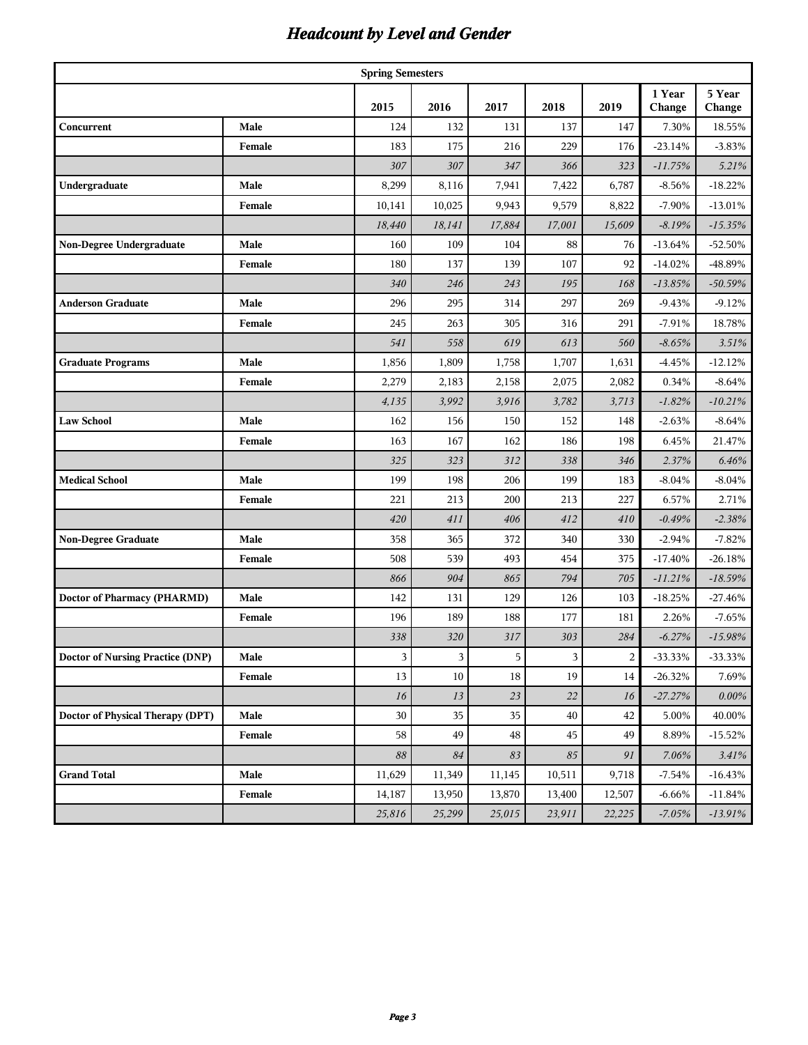# *Headcount by Level and Gender*

| | | Spring Semesters | | | | | | |
|---|---|---|---|---|---|---|---|---|
| | | 2015 | 2016 | 2017 | 2018 | 2019 | 1 Year Change | 5 Year Change |
| **Concurrent** | **Male** | 124 | 132 | 131 | 137 | 147 | 7.30% | 18.55% |
| | **Female** | 183 | 175 | 216 | 229 | 176 | -23.14% | -3.83% |
| | | *307* | *307* | *347* | *366* | *323* | *-11.75%* | *5.21%* |
| **Undergraduate** | **Male** | 8,299 | 8,116 | 7,941 | 7,422 | 6,787 | -8.56% | -18.22% |
| | **Female** | 10,141 | 10,025 | 9,943 | 9,579 | 8,822 | -7.90% | -13.01% |
| | | *18,440* | *18,141* | *17,884* | *17,001* | *15,609* | *-8.19%* | *-15.35%* |
| **Non-Degree Undergraduate** | **Male** | 160 | 109 | 104 | 88 | 76 | -13.64% | -52.50% |
| | **Female** | 180 | 137 | 139 | 107 | 92 | -14.02% | -48.89% |
| | | *340* | *246* | *243* | *195* | *168* | *-13.85%* | *-50.59%* |
| **Anderson Graduate** | **Male** | 296 | 295 | 314 | 297 | 269 | -9.43% | -9.12% |
| | **Female** | 245 | 263 | 305 | 316 | 291 | -7.91% | 18.78% |
| | | *541* | *558* | *619* | *613* | *560* | *-8.65%* | *3.51%* |
| **Graduate Programs** | **Male** | 1,856 | 1,809 | 1,758 | 1,707 | 1,631 | -4.45% | -12.12% |
| | **Female** | 2,279 | 2,183 | 2,158 | 2,075 | 2,082 | 0.34% | -8.64% |
| | | *4,135* | *3,992* | *3,916* | *3,782* | *3,713* | *-1.82%* | *-10.21%* |
| **Law School** | **Male** | 162 | 156 | 150 | 152 | 148 | -2.63% | -8.64% |
| | **Female** | 163 | 167 | 162 | 186 | 198 | 6.45% | 21.47% |
| | | *325* | *323* | *312* | *338* | *346* | *2.37%* | *6.46%* |
| **Medical School** | **Male** | 199 | 198 | 206 | 199 | 183 | -8.04% | -8.04% |
| | **Female** | 221 | 213 | 200 | 213 | 227 | 6.57% | 2.71% |
| | | *420* | *411* | *406* | *412* | *410* | *-0.49%* | *-2.38%* |
| **Non-Degree Graduate** | **Male** | 358 | 365 | 372 | 340 | 330 | -2.94% | -7.82% |
| | **Female** | 508 | 539 | 493 | 454 | 375 | -17.40% | -26.18% |
| | | *866* | *904* | *865* | *794* | *705* | *-11.21%* | *-18.59%* |
| **Doctor of Pharmacy (PHARMD)** | **Male** | 142 | 131 | 129 | 126 | 103 | -18.25% | -27.46% |
| | **Female** | 196 | 189 | 188 | 177 | 181 | 2.26% | -7.65% |
| | | *338* | *320* | *317* | *303* | *284* | *-6.27%* | *-15.98%* |
| **Doctor of Nursing Practice (DNP)** | **Male** | 3 | 3 | 5 | 3 | 2 | -33.33% | -33.33% |
| | **Female** | 13 | 10 | 18 | 19 | 14 | -26.32% | 7.69% |
| | | *16* | *13* | *23* | *22* | *16* | *-27.27%* | *0.00%* |
| **Doctor of Physical Therapy (DPT)** | **Male** | 30 | 35 | 35 | 40 | 42 | 5.00% | 40.00% |
| | **Female** | 58 | 49 | 48 | 45 | 49 | 8.89% | -15.52% |
| | | *88* | *84* | *83* | *85* | *91* | *7.06%* | *3.41%* |
| **Grand Total** | **Male** | 11,629 | 11,349 | 11,145 | 10,511 | 9,718 | -7.54% | -16.43% |
| | **Female** | 14,187 | 13,950 | 13,870 | 13,400 | 12,507 | -6.66% | -11.84% |
| | | *25,816* | *25,299* | *25,015* | *23,911* | *22,225* | *-7.05%* | *-13.91%* |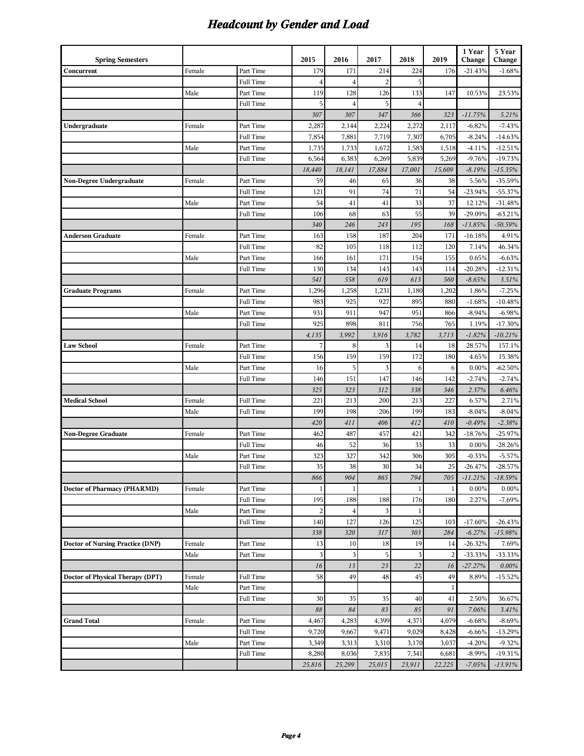# *Headcount by Gender and Load*

| Spring Semesters | | | 2015 | 2016 | 2017 | 2018 | 2019 | 1 Year Change | 5 Year Change |
|---|---|---|---|---|---|---|---|---|---|
| **Concurrent** | Female | Part Time | 179 | 171 | 214 | 224 | 176 | -21.43% | -1.68% |
| | | Full Time | 4 | 4 | 2 | 5 | | | |
| | Male | Part Time | 119 | 128 | 126 | 133 | 147 | 10.53% | 23.53% |
| | | Full Time | 5 | 4 | 5 | 4 | | | |
| | | | *307* | *307* | *347* | *366* | *323* | *-11.75%* | *5.21%* |
| **Undergraduate** | Female | Part Time | 2,287 | 2,144 | 2,224 | 2,272 | 2,117 | -6.82% | -7.43% |
| | | Full Time | 7,854 | 7,881 | 7,719 | 7,307 | 6,705 | -8.24% | -14.63% |
| | Male | Part Time | 1,735 | 1,733 | 1,672 | 1,583 | 1,518 | -4.11% | -12.51% |
| | | Full Time | 6,564 | 6,383 | 6,269 | 5,839 | 5,269 | -9.76% | -19.73% |
| | | | *18,440* | *18,141* | *17,884* | *17,001* | *15,609* | *-8.19%* | *-15.35%* |
| **Non-Degree Undergraduate** | Female | Part Time | 59 | 46 | 65 | 36 | 38 | 5.56% | -35.59% |
| | | Full Time | 121 | 91 | 74 | 71 | 54 | -23.94% | -55.37% |
| | Male | Part Time | 54 | 41 | 41 | 33 | 37 | 12.12% | -31.48% |
| | | Full Time | 106 | 68 | 63 | 55 | 39 | -29.09% | -63.21% |
| | | | *340* | *246* | *243* | *195* | *168* | *-13.85%* | *-50.59%* |
| **Anderson Graduate** | Female | Part Time | 163 | 158 | 187 | 204 | 171 | -16.18% | 4.91% |
| | | Full Time | 82 | 105 | 118 | 112 | 120 | 7.14% | 46.34% |
| | Male | Part Time | 166 | 161 | 171 | 154 | 155 | 0.65% | -6.63% |
| | | Full Time | 130 | 134 | 143 | 143 | 114 | -20.28% | -12.31% |
| | | | *541* | *558* | *619* | *613* | *560* | *-8.65%* | *3.51%* |
| **Graduate Programs** | Female | Part Time | 1,296 | 1,258 | 1,231 | 1,180 | 1,202 | 1.86% | -7.25% |
| | | Full Time | 983 | 925 | 927 | 895 | 880 | -1.68% | -10.48% |
| | Male | Part Time | 931 | 911 | 947 | 951 | 866 | -8.94% | -6.98% |
| | | Full Time | 925 | 898 | 811 | 756 | 765 | 1.19% | -17.30% |
| | | | *4,135* | *3,992* | *3,916* | *3,782* | *3,713* | *-1.82%* | *-10.21%* |
| **Law School** | Female | Part Time | 7 | 8 | 3 | 14 | 18 | 28.57% | 157.1% |
| | | Full Time | 156 | 159 | 159 | 172 | 180 | 4.65% | 15.38% |
| | Male | Part Time | 16 | 5 | 3 | 6 | 6 | 0.00% | -62.50% |
| | | Full Time | 146 | 151 | 147 | 146 | 142 | -2.74% | -2.74% |
| | | | *325* | *323* | *312* | *338* | *346* | *2.37%* | *6.46%* |
| **Medical School** | Female | Full Time | 221 | 213 | 200 | 213 | 227 | 6.57% | 2.71% |
| | Male | Full Time | 199 | 198 | 206 | 199 | 183 | -8.04% | -8.04% |
| | | | *420* | *411* | *406* | *412* | *410* | *-0.49%* | *-2.38%* |
| **Non-Degree Graduate** | Female | Part Time | 462 | 487 | 457 | 421 | 342 | -18.76% | -25.97% |
| | | Full Time | 46 | 52 | 36 | 33 | 33 | 0.00% | -28.26% |
| | Male | Part Time | 323 | 327 | 342 | 306 | 305 | -0.33% | -5.57% |
| | | Full Time | 35 | 38 | 30 | 34 | 25 | -26.47% | -28.57% |
| | | | *866* | *904* | *865* | *794* | *705* | *-11.21%* | *-18.59%* |
| **Doctor of Pharmacy (PHARMD)** | Female | Part Time | 1 | 1 | | 1 | 1 | 0.00% | 0.00% |
| | | Full Time | 195 | 188 | 188 | 176 | 180 | 2.27% | -7.69% |
| | Male | Part Time | 2 | 4 | 3 | 1 | | | |
| | | Full Time | 140 | 127 | 126 | 125 | 103 | -17.60% | -26.43% |
| | | | *338* | *320* | *317* | *303* | *284* | *-6.27%* | *-15.98%* |
| **Doctor of Nursing Practice (DNP)** | Female | Part Time | 13 | 10 | 18 | 19 | 14 | -26.32% | 7.69% |
| | Male | Part Time | 3 | 3 | 5 | 3 | 2 | -33.33% | -33.33% |
| | | | *16* | *13* | *23* | *22* | *16* | *-27.27%* | *0.00%* |
| **Doctor of Physical Therapy (DPT)** | Female | Full Time | 58 | 49 | 48 | 45 | 49 | 8.89% | -15.52% |
| | Male | Part Time | | | | | 1 | | |
| | | Full Time | 30 | 35 | 35 | 40 | 41 | 2.50% | 36.67% |
| | | | *88* | *84* | *83* | *85* | *91* | *7.06%* | *3.41%* |
| **Grand Total** | Female | Part Time | 4,467 | 4,283 | 4,399 | 4,371 | 4,079 | -6.68% | -8.69% |
| | | Full Time | 9,720 | 9,667 | 9,471 | 9,029 | 8,428 | -6.66% | -13.29% |
| | Male | Part Time | 3,349 | 3,313 | 3,310 | 3,170 | 3,037 | -4.20% | -9.32% |
| | | Full Time | 8,280 | 8,036 | 7,835 | 7,341 | 6,681 | -8.99% | -19.31% |
| | | | *25,816* | *25,299* | *25,015* | *23,911* | *22,225* | *-7.05%* | *-13.91%* |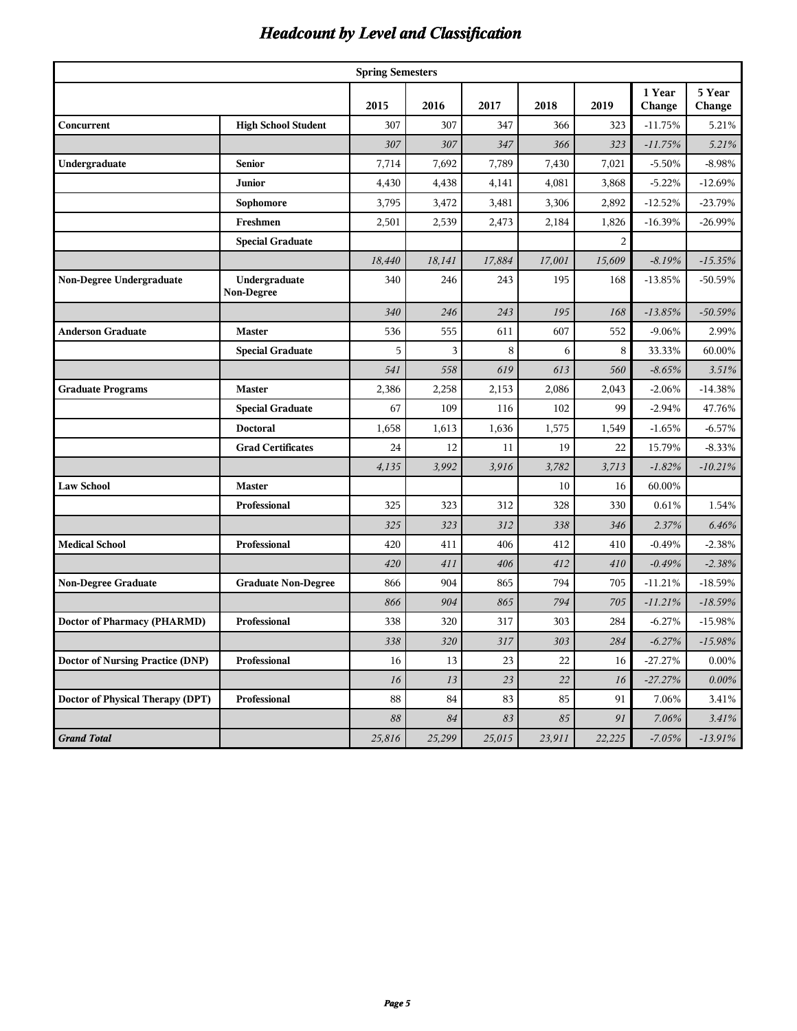# *Headcount by Level and Classification*

| | | Spring Semesters | | | | | | |
|---|---|---|---|---|---|---|---|---|
| | | 2015 | 2016 | 2017 | 2018 | 2019 | 1 Year Change | 5 Year Change |
| **Concurrent** | **High School Student** | 307 | 307 | 347 | 366 | 323 | -11.75% | 5.21% |
| | | *307* | *307* | *347* | *366* | *323* | *-11.75%* | *5.21%* |
| **Undergraduate** | **Senior** | 7,714 | 7,692 | 7,789 | 7,430 | 7,021 | -5.50% | -8.98% |
| | **Junior** | 4,430 | 4,438 | 4,141 | 4,081 | 3,868 | -5.22% | -12.69% |
| | **Sophomore** | 3,795 | 3,472 | 3,481 | 3,306 | 2,892 | -12.52% | -23.79% |
| | **Freshmen** | 2,501 | 2,539 | 2,473 | 2,184 | 1,826 | -16.39% | -26.99% |
| | **Special Graduate** | | | | | 2 | | |
| | | *18,440* | *18,141* | *17,884* | *17,001* | *15,609* | *-8.19%* | *-15.35%* |
| **Non-Degree Undergraduate** | **Undergraduate Non-Degree** | 340 | 246 | 243 | 195 | 168 | -13.85% | -50.59% |
| | | *340* | *246* | *243* | *195* | *168* | *-13.85%* | *-50.59%* |
| **Anderson Graduate** | **Master** | 536 | 555 | 611 | 607 | 552 | -9.06% | 2.99% |
| | **Special Graduate** | 5 | 3 | 8 | 6 | 8 | 33.33% | 60.00% |
| | | *541* | *558* | *619* | *613* | *560* | *-8.65%* | *3.51%* |
| **Graduate Programs** | **Master** | 2,386 | 2,258 | 2,153 | 2,086 | 2,043 | -2.06% | -14.38% |
| | **Special Graduate** | 67 | 109 | 116 | 102 | 99 | -2.94% | 47.76% |
| | **Doctoral** | 1,658 | 1,613 | 1,636 | 1,575 | 1,549 | -1.65% | -6.57% |
| | **Grad Certificates** | 24 | 12 | 11 | 19 | 22 | 15.79% | -8.33% |
| | | *4,135* | *3,992* | *3,916* | *3,782* | *3,713* | *-1.82%* | *-10.21%* |
| **Law School** | **Master** | | | | 10 | 16 | 60.00% | |
| | **Professional** | 325 | 323 | 312 | 328 | 330 | 0.61% | 1.54% |
| | | *325* | *323* | *312* | *338* | *346* | *2.37%* | *6.46%* |
| **Medical School** | **Professional** | 420 | 411 | 406 | 412 | 410 | -0.49% | -2.38% |
| | | *420* | *411* | *406* | *412* | *410* | *-0.49%* | *-2.38%* |
| **Non-Degree Graduate** | **Graduate Non-Degree** | 866 | 904 | 865 | 794 | 705 | -11.21% | -18.59% |
| | | *866* | *904* | *865* | *794* | *705* | *-11.21%* | *-18.59%* |
| **Doctor of Pharmacy (PHARMD)** | **Professional** | 338 | 320 | 317 | 303 | 284 | -6.27% | -15.98% |
| | | *338* | *320* | *317* | *303* | *284* | *-6.27%* | *-15.98%* |
| **Doctor of Nursing Practice (DNP)** | **Professional** | 16 | 13 | 23 | 22 | 16 | -27.27% | 0.00% |
| | | *16* | *13* | *23* | *22* | *16* | *-27.27%* | *0.00%* |
| **Doctor of Physical Therapy (DPT)** | **Professional** | 88 | 84 | 83 | 85 | 91 | 7.06% | 3.41% |
| | | *88* | *84* | *83* | *85* | *91* | *7.06%* | *3.41%* |
| ***Grand Total*** | | *25,816* | *25,299* | *25,015* | *23,911* | *22,225* | *-7.05%* | *-13.91%* |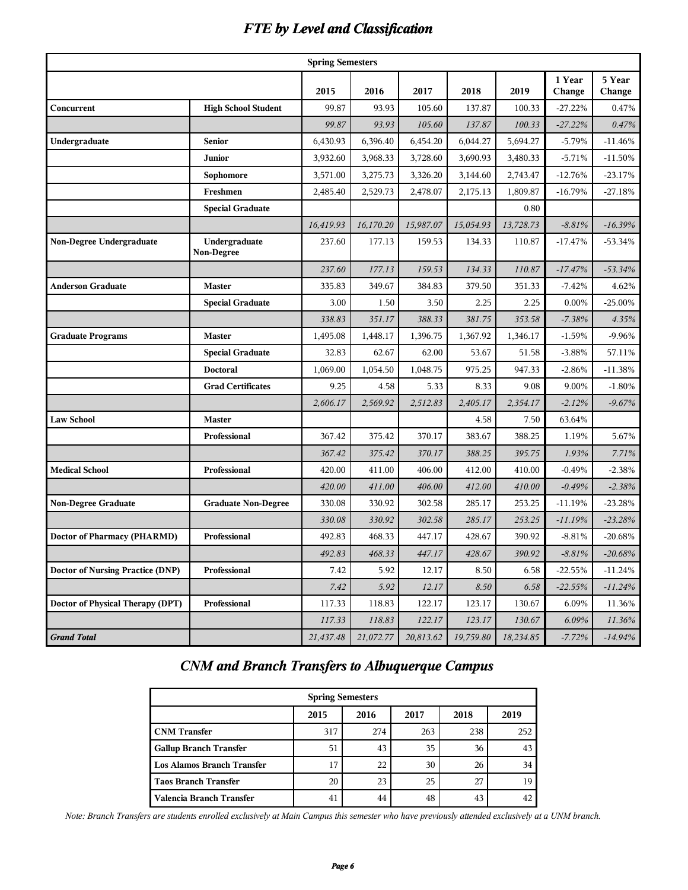# *FTE by Level and Classification*

| Spring Semesters | | | | | | | | |
|---|---|---|---|---|---|---|---|---|
| | | 2015 | 2016 | 2017 | 2018 | 2019 | 1 Year Change | 5 Year Change |
| **Concurrent** | **High School Student** | 99.87 | 93.93 | 105.60 | 137.87 | 100.33 | -27.22% | 0.47% |
| | | *99.87* | *93.93* | *105.60* | *137.87* | *100.33* | *-27.22%* | *0.47%* |
| **Undergraduate** | **Senior** | 6,430.93 | 6,396.40 | 6,454.20 | 6,044.27 | 5,694.27 | -5.79% | -11.46% |
| | **Junior** | 3,932.60 | 3,968.33 | 3,728.60 | 3,690.93 | 3,480.33 | -5.71% | -11.50% |
| | **Sophomore** | 3,571.00 | 3,275.73 | 3,326.20 | 3,144.60 | 2,743.47 | -12.76% | -23.17% |
| | **Freshmen** | 2,485.40 | 2,529.73 | 2,478.07 | 2,175.13 | 1,809.87 | -16.79% | -27.18% |
| | **Special Graduate** | | | | | 0.80 | | |
| | | *16,419.93* | *16,170.20* | *15,987.07* | *15,054.93* | *13,728.73* | *-8.81%* | *-16.39%* |
| **Non-Degree Undergraduate** | **Undergraduate Non-Degree** | 237.60 | 177.13 | 159.53 | 134.33 | 110.87 | -17.47% | -53.34% |
| | | *237.60* | *177.13* | *159.53* | *134.33* | *110.87* | *-17.47%* | *-53.34%* |
| **Anderson Graduate** | **Master** | 335.83 | 349.67 | 384.83 | 379.50 | 351.33 | -7.42% | 4.62% |
| | **Special Graduate** | 3.00 | 1.50 | 3.50 | 2.25 | 2.25 | 0.00% | -25.00% |
| | | *338.83* | *351.17* | *388.33* | *381.75* | *353.58* | *-7.38%* | *4.35%* |
| **Graduate Programs** | **Master** | 1,495.08 | 1,448.17 | 1,396.75 | 1,367.92 | 1,346.17 | -1.59% | -9.96% |
| | **Special Graduate** | 32.83 | 62.67 | 62.00 | 53.67 | 51.58 | -3.88% | 57.11% |
| | **Doctoral** | 1,069.00 | 1,054.50 | 1,048.75 | 975.25 | 947.33 | -2.86% | -11.38% |
| | **Grad Certificates** | 9.25 | 4.58 | 5.33 | 8.33 | 9.08 | 9.00% | -1.80% |
| | | *2,606.17* | *2,569.92* | *2,512.83* | *2,405.17* | *2,354.17* | *-2.12%* | *-9.67%* |
| **Law School** | **Master** | | | | 4.58 | 7.50 | 63.64% | |
| | **Professional** | 367.42 | 375.42 | 370.17 | 383.67 | 388.25 | 1.19% | 5.67% |
| | | *367.42* | *375.42* | *370.17* | *388.25* | *395.75* | *1.93%* | *7.71%* |
| **Medical School** | **Professional** | 420.00 | 411.00 | 406.00 | 412.00 | 410.00 | -0.49% | -2.38% |
| | | *420.00* | *411.00* | *406.00* | *412.00* | *410.00* | *-0.49%* | *-2.38%* |
| **Non-Degree Graduate** | **Graduate Non-Degree** | 330.08 | 330.92 | 302.58 | 285.17 | 253.25 | -11.19% | -23.28% |
| | | *330.08* | *330.92* | *302.58* | *285.17* | *253.25* | *-11.19%* | *-23.28%* |
| **Doctor of Pharmacy (PHARMD)** | **Professional** | 492.83 | 468.33 | 447.17 | 428.67 | 390.92 | -8.81% | -20.68% |
| | | *492.83* | *468.33* | *447.17* | *428.67* | *390.92* | *-8.81%* | *-20.68%* |
| **Doctor of Nursing Practice (DNP)** | **Professional** | 7.42 | 5.92 | 12.17 | 8.50 | 6.58 | -22.55% | -11.24% |
| | | *7.42* | *5.92* | *12.17* | *8.50* | *6.58* | *-22.55%* | *-11.24%* |
| **Doctor of Physical Therapy (DPT)** | **Professional** | 117.33 | 118.83 | 122.17 | 123.17 | 130.67 | 6.09% | 11.36% |
| | | *117.33* | *118.83* | *122.17* | *123.17* | *130.67* | *6.09%* | *11.36%* |
| ***Grand Total*** | | *21,437.48* | *21,072.77* | *20,813.62* | *19,759.80* | *18,234.85* | *-7.72%* | *-14.94%* |

# *CNM and Branch Transfers to Albuquerque Campus*

| Spring Semesters | | | | | |
|---|---|---|---|---|---|
| | 2015 | 2016 | 2017 | 2018 | 2019 |
| **CNM Transfer** | 317 | 274 | 263 | 238 | 252 |
| **Gallup Branch Transfer** | 51 | 43 | 35 | 36 | 43 |
| **Los Alamos Branch Transfer** | 17 | 22 | 30 | 26 | 34 |
| **Taos Branch Transfer** | 20 | 23 | 25 | 27 | 19 |
| **Valencia Branch Transfer** | 41 | 44 | 48 | 43 | 42 |

*Note: Branch Transfers are students enrolled exclusively at Main Campus this semester who have previously attended exclusively at a UNM branch.*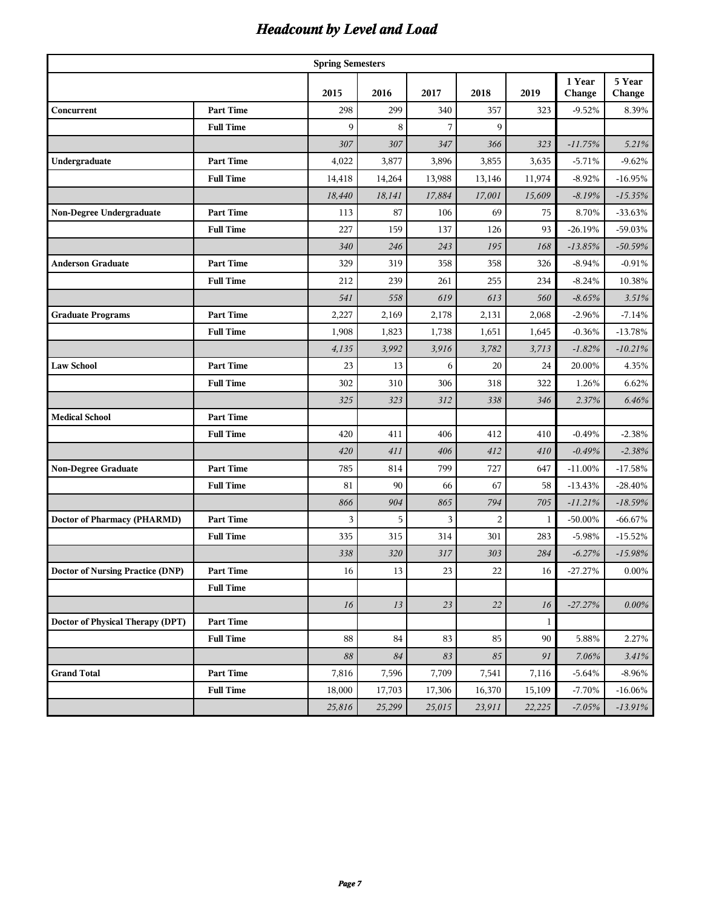# *Headcount by Level and Load*

| | | Spring Semesters | | | | | | |
|---|---|---|---|---|---|---|---|---|
| | | 2015 | 2016 | 2017 | 2018 | 2019 | 1 Year Change | 5 Year Change |
| **Concurrent** | **Part Time** | 298 | 299 | 340 | 357 | 323 | -9.52% | 8.39% |
| | **Full Time** | 9 | 8 | 7 | 9 | | | |
| | | *307* | *307* | *347* | *366* | *323* | *-11.75%* | *5.21%* |
| **Undergraduate** | **Part Time** | 4,022 | 3,877 | 3,896 | 3,855 | 3,635 | -5.71% | -9.62% |
| | **Full Time** | 14,418 | 14,264 | 13,988 | 13,146 | 11,974 | -8.92% | -16.95% |
| | | *18,440* | *18,141* | *17,884* | *17,001* | *15,609* | *-8.19%* | *-15.35%* |
| **Non-Degree Undergraduate** | **Part Time** | 113 | 87 | 106 | 69 | 75 | 8.70% | -33.63% |
| | **Full Time** | 227 | 159 | 137 | 126 | 93 | -26.19% | -59.03% |
| | | *340* | *246* | *243* | *195* | *168* | *-13.85%* | *-50.59%* |
| **Anderson Graduate** | **Part Time** | 329 | 319 | 358 | 358 | 326 | -8.94% | -0.91% |
| | **Full Time** | 212 | 239 | 261 | 255 | 234 | -8.24% | 10.38% |
| | | *541* | *558* | *619* | *613* | *560* | *-8.65%* | *3.51%* |
| **Graduate Programs** | **Part Time** | 2,227 | 2,169 | 2,178 | 2,131 | 2,068 | -2.96% | -7.14% |
| | **Full Time** | 1,908 | 1,823 | 1,738 | 1,651 | 1,645 | -0.36% | -13.78% |
| | | *4,135* | *3,992* | *3,916* | *3,782* | *3,713* | *-1.82%* | *-10.21%* |
| **Law School** | **Part Time** | 23 | 13 | 6 | 20 | 24 | 20.00% | 4.35% |
| | **Full Time** | 302 | 310 | 306 | 318 | 322 | 1.26% | 6.62% |
| | | *325* | *323* | *312* | *338* | *346* | *2.37%* | *6.46%* |
| **Medical School** | **Part Time** | | | | | | | |
| | **Full Time** | 420 | 411 | 406 | 412 | 410 | -0.49% | -2.38% |
| | | *420* | *411* | *406* | *412* | *410* | *-0.49%* | *-2.38%* |
| **Non-Degree Graduate** | **Part Time** | 785 | 814 | 799 | 727 | 647 | -11.00% | -17.58% |
| | **Full Time** | 81 | 90 | 66 | 67 | 58 | -13.43% | -28.40% |
| | | *866* | *904* | *865* | *794* | *705* | *-11.21%* | *-18.59%* |
| **Doctor of Pharmacy (PHARMD)** | **Part Time** | 3 | 5 | 3 | 2 | 1 | -50.00% | -66.67% |
| | **Full Time** | 335 | 315 | 314 | 301 | 283 | -5.98% | -15.52% |
| | | *338* | *320* | *317* | *303* | *284* | *-6.27%* | *-15.98%* |
| **Doctor of Nursing Practice (DNP)** | **Part Time** | 16 | 13 | 23 | 22 | 16 | -27.27% | 0.00% |
| | **Full Time** | | | | | | | |
| | | *16* | *13* | *23* | *22* | *16* | *-27.27%* | *0.00%* |
| **Doctor of Physical Therapy (DPT)** | **Part Time** | | | | | 1 | | |
| | **Full Time** | 88 | 84 | 83 | 85 | 90 | 5.88% | 2.27% |
| | | *88* | *84* | *83* | *85* | *91* | *7.06%* | *3.41%* |
| **Grand Total** | **Part Time** | 7,816 | 7,596 | 7,709 | 7,541 | 7,116 | -5.64% | -8.96% |
| | **Full Time** | 18,000 | 17,703 | 17,306 | 16,370 | 15,109 | -7.70% | -16.06% |
| | | *25,816* | *25,299* | *25,015* | *23,911* | *22,225* | *-7.05%* | *-13.91%* |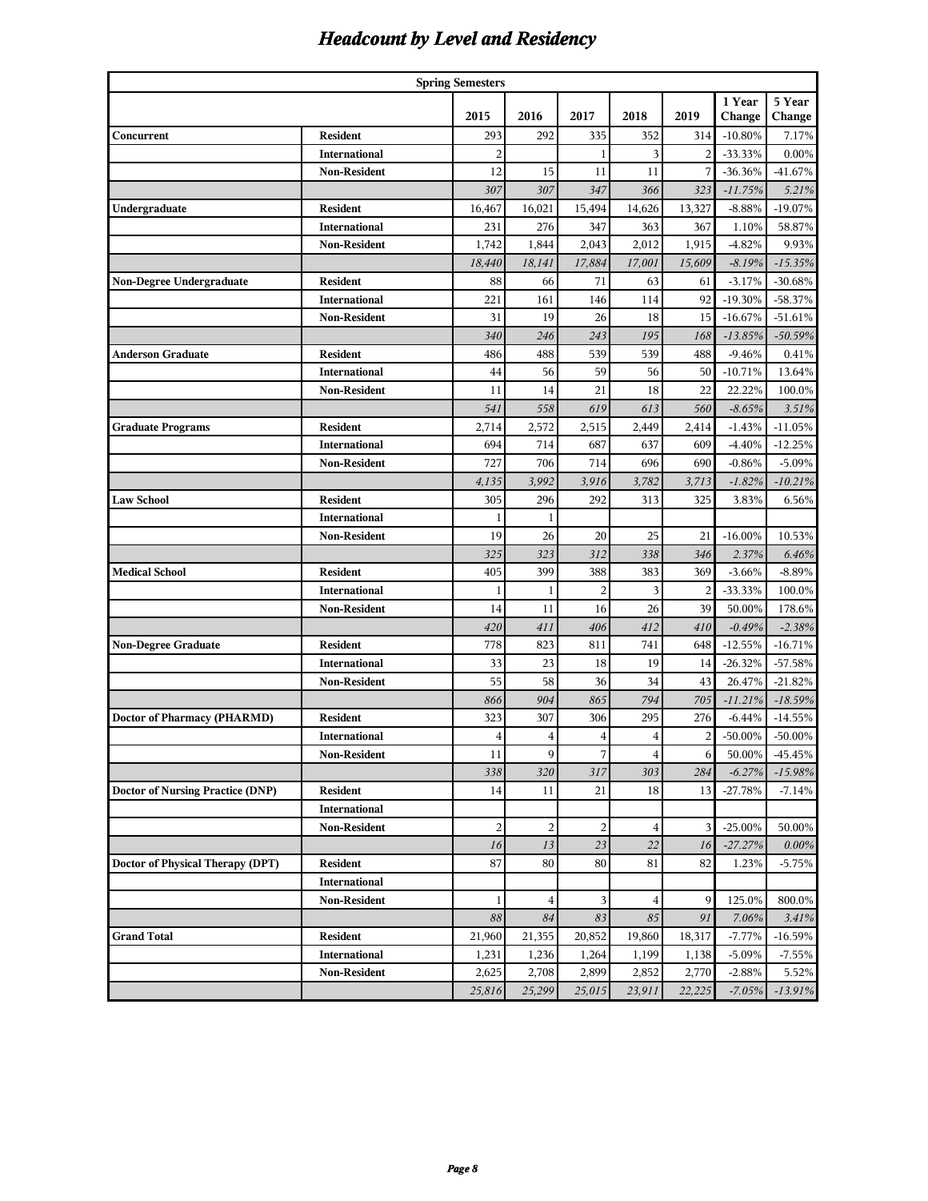# *Headcount by Level and Residency*

| | | Spring Semesters | | | | | | |
|---|---|---|---|---|---|---|---|---|
| | | 2015 | 2016 | 2017 | 2018 | 2019 | 1 Year Change | 5 Year Change |
| **Concurrent** | **Resident** | 293 | 292 | 335 | 352 | 314 | -10.80% | 7.17% |
| | **International** | 2 | | 1 | 3 | 2 | -33.33% | 0.00% |
| | **Non-Resident** | 12 | 15 | 11 | 11 | 7 | -36.36% | -41.67% |
| | | *307* | *307* | *347* | *366* | *323* | *-11.75%* | *5.21%* |
| **Undergraduate** | **Resident** | 16,467 | 16,021 | 15,494 | 14,626 | 13,327 | -8.88% | -19.07% |
| | **International** | 231 | 276 | 347 | 363 | 367 | 1.10% | 58.87% |
| | **Non-Resident** | 1,742 | 1,844 | 2,043 | 2,012 | 1,915 | -4.82% | 9.93% |
| | | *18,440* | *18,141* | *17,884* | *17,001* | *15,609* | *-8.19%* | *-15.35%* |
| **Non-Degree Undergraduate** | **Resident** | 88 | 66 | 71 | 63 | 61 | -3.17% | -30.68% |
| | **International** | 221 | 161 | 146 | 114 | 92 | -19.30% | -58.37% |
| | **Non-Resident** | 31 | 19 | 26 | 18 | 15 | -16.67% | -51.61% |
| | | *340* | *246* | *243* | *195* | *168* | *-13.85%* | *-50.59%* |
| **Anderson Graduate** | **Resident** | 486 | 488 | 539 | 539 | 488 | -9.46% | 0.41% |
| | **International** | 44 | 56 | 59 | 56 | 50 | -10.71% | 13.64% |
| | **Non-Resident** | 11 | 14 | 21 | 18 | 22 | 22.22% | 100.0% |
| | | *541* | *558* | *619* | *613* | *560* | *-8.65%* | *3.51%* |
| **Graduate Programs** | **Resident** | 2,714 | 2,572 | 2,515 | 2,449 | 2,414 | -1.43% | -11.05% |
| | **International** | 694 | 714 | 687 | 637 | 609 | -4.40% | -12.25% |
| | **Non-Resident** | 727 | 706 | 714 | 696 | 690 | -0.86% | -5.09% |
| | | *4,135* | *3,992* | *3,916* | *3,782* | *3,713* | *-1.82%* | *-10.21%* |
| **Law School** | **Resident** | 305 | 296 | 292 | 313 | 325 | 3.83% | 6.56% |
| | **International** | 1 | 1 | | | | | |
| | **Non-Resident** | 19 | 26 | 20 | 25 | 21 | -16.00% | 10.53% |
| | | *325* | *323* | *312* | *338* | *346* | *2.37%* | *6.46%* |
| **Medical School** | **Resident** | 405 | 399 | 388 | 383 | 369 | -3.66% | -8.89% |
| | **International** | 1 | 1 | 2 | 3 | 2 | -33.33% | 100.0% |
| | **Non-Resident** | 14 | 11 | 16 | 26 | 39 | 50.00% | 178.6% |
| | | *420* | *411* | *406* | *412* | *410* | *-0.49%* | *-2.38%* |
| **Non-Degree Graduate** | **Resident** | 778 | 823 | 811 | 741 | 648 | -12.55% | -16.71% |
| | **International** | 33 | 23 | 18 | 19 | 14 | -26.32% | -57.58% |
| | **Non-Resident** | 55 | 58 | 36 | 34 | 43 | 26.47% | -21.82% |
| | | *866* | *904* | *865* | *794* | *705* | *-11.21%* | *-18.59%* |
| **Doctor of Pharmacy (PHARMD)** | **Resident** | 323 | 307 | 306 | 295 | 276 | -6.44% | -14.55% |
| | **International** | 4 | 4 | 4 | 4 | 2 | -50.00% | -50.00% |
| | **Non-Resident** | 11 | 9 | 7 | 4 | 6 | 50.00% | -45.45% |
| | | *338* | *320* | *317* | *303* | *284* | *-6.27%* | *-15.98%* |
| **Doctor of Nursing Practice (DNP)** | **Resident** | 14 | 11 | 21 | 18 | 13 | -27.78% | -7.14% |
| | **International** | | | | | | | |
| | **Non-Resident** | 2 | 2 | 2 | 4 | 3 | -25.00% | 50.00% |
| | | *16* | *13* | *23* | *22* | *16* | *-27.27%* | *0.00%* |
| **Doctor of Physical Therapy (DPT)** | **Resident** | 87 | 80 | 80 | 81 | 82 | 1.23% | -5.75% |
| | **International** | | | | | | | |
| | **Non-Resident** | 1 | 4 | 3 | 4 | 9 | 125.0% | 800.0% |
| | | *88* | *84* | *83* | *85* | *91* | *7.06%* | *3.41%* |
| **Grand Total** | **Resident** | 21,960 | 21,355 | 20,852 | 19,860 | 18,317 | -7.77% | -16.59% |
| | **International** | 1,231 | 1,236 | 1,264 | 1,199 | 1,138 | -5.09% | -7.55% |
| | **Non-Resident** | 2,625 | 2,708 | 2,899 | 2,852 | 2,770 | -2.88% | 5.52% |
| | | *25,816* | *25,299* | *25,015* | *23,911* | *22,225* | *-7.05%* | *-13.91%* |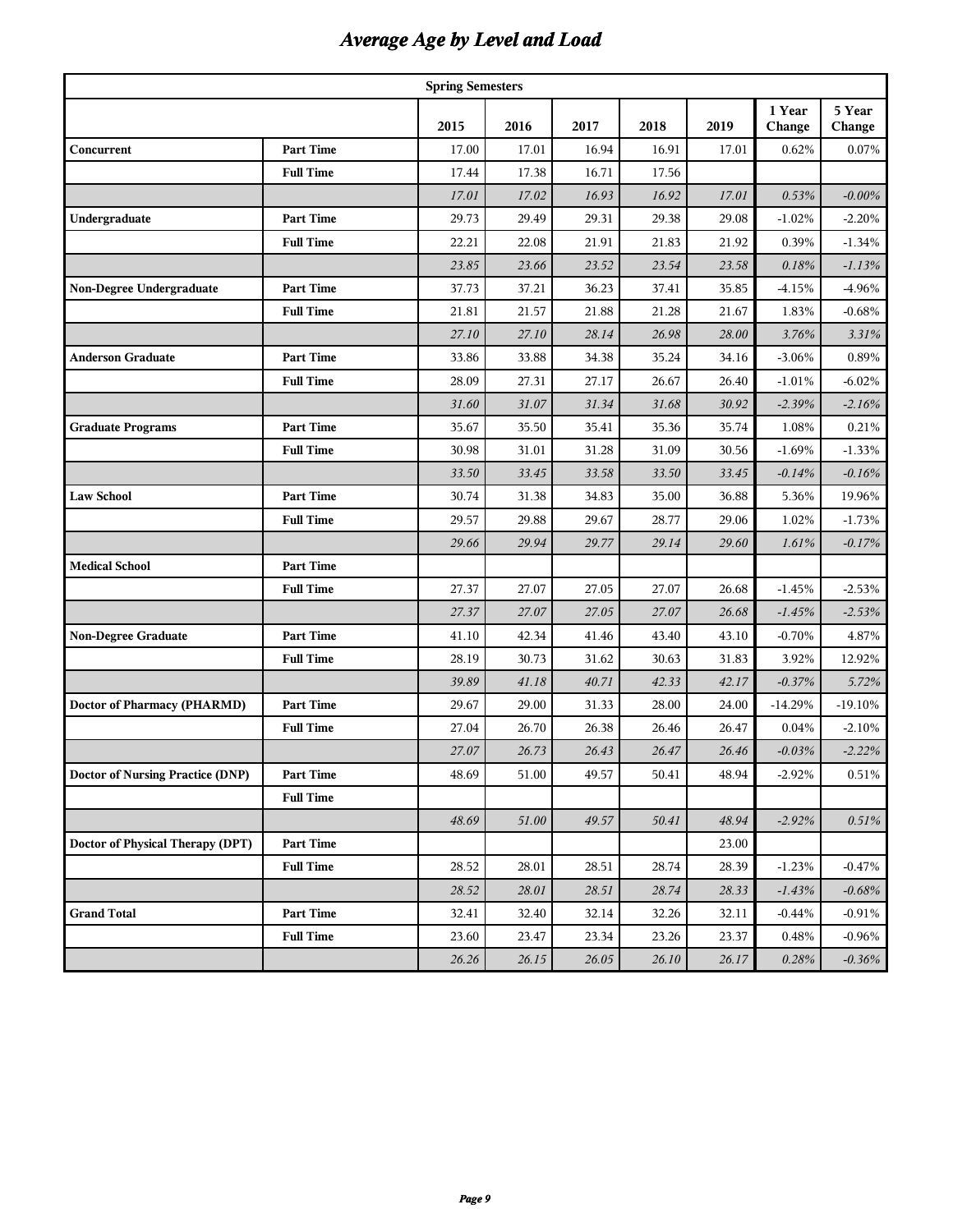# *Average Age by Level and Load*

| | | Spring Semesters | | | | | | |
|---|---|---|---|---|---|---|---|---|
| | | **2015** | **2016** | **2017** | **2018** | **2019** | **1 Year Change** | **5 Year Change** |
| **Concurrent** | **Part Time** | 17.00 | 17.01 | 16.94 | 16.91 | 17.01 | 0.62% | 0.07% |
| | **Full Time** | 17.44 | 17.38 | 16.71 | 17.56 | | | |
| | | *17.01* | *17.02* | *16.93* | *16.92* | *17.01* | *0.53%* | *-0.00%* |
| **Undergraduate** | **Part Time** | 29.73 | 29.49 | 29.31 | 29.38 | 29.08 | -1.02% | -2.20% |
| | **Full Time** | 22.21 | 22.08 | 21.91 | 21.83 | 21.92 | 0.39% | -1.34% |
| | | *23.85* | *23.66* | *23.52* | *23.54* | *23.58* | *0.18%* | *-1.13%* |
| **Non-Degree Undergraduate** | **Part Time** | 37.73 | 37.21 | 36.23 | 37.41 | 35.85 | -4.15% | -4.96% |
| | **Full Time** | 21.81 | 21.57 | 21.88 | 21.28 | 21.67 | 1.83% | -0.68% |
| | | *27.10* | *27.10* | *28.14* | *26.98* | *28.00* | *3.76%* | *3.31%* |
| **Anderson Graduate** | **Part Time** | 33.86 | 33.88 | 34.38 | 35.24 | 34.16 | -3.06% | 0.89% |
| | **Full Time** | 28.09 | 27.31 | 27.17 | 26.67 | 26.40 | -1.01% | -6.02% |
| | | *31.60* | *31.07* | *31.34* | *31.68* | *30.92* | *-2.39%* | *-2.16%* |
| **Graduate Programs** | **Part Time** | 35.67 | 35.50 | 35.41 | 35.36 | 35.74 | 1.08% | 0.21% |
| | **Full Time** | 30.98 | 31.01 | 31.28 | 31.09 | 30.56 | -1.69% | -1.33% |
| | | *33.50* | *33.45* | *33.58* | *33.50* | *33.45* | *-0.14%* | *-0.16%* |
| **Law School** | **Part Time** | 30.74 | 31.38 | 34.83 | 35.00 | 36.88 | 5.36% | 19.96% |
| | **Full Time** | 29.57 | 29.88 | 29.67 | 28.77 | 29.06 | 1.02% | -1.73% |
| | | *29.66* | *29.94* | *29.77* | *29.14* | *29.60* | *1.61%* | *-0.17%* |
| **Medical School** | **Part Time** | | | | | | | |
| | **Full Time** | 27.37 | 27.07 | 27.05 | 27.07 | 26.68 | -1.45% | -2.53% |
| | | *27.37* | *27.07* | *27.05* | *27.07* | *26.68* | *-1.45%* | *-2.53%* |
| **Non-Degree Graduate** | **Part Time** | 41.10 | 42.34 | 41.46 | 43.40 | 43.10 | -0.70% | 4.87% |
| | **Full Time** | 28.19 | 30.73 | 31.62 | 30.63 | 31.83 | 3.92% | 12.92% |
| | | *39.89* | *41.18* | *40.71* | *42.33* | *42.17* | *-0.37%* | *5.72%* |
| **Doctor of Pharmacy (PHARMD)** | **Part Time** | 29.67 | 29.00 | 31.33 | 28.00 | 24.00 | -14.29% | -19.10% |
| | **Full Time** | 27.04 | 26.70 | 26.38 | 26.46 | 26.47 | 0.04% | -2.10% |
| | | *27.07* | *26.73* | *26.43* | *26.47* | *26.46* | *-0.03%* | *-2.22%* |
| **Doctor of Nursing Practice (DNP)** | **Part Time** | 48.69 | 51.00 | 49.57 | 50.41 | 48.94 | -2.92% | 0.51% |
| | **Full Time** | | | | | | | |
| | | *48.69* | *51.00* | *49.57* | *50.41* | *48.94* | *-2.92%* | *0.51%* |
| **Doctor of Physical Therapy (DPT)** | **Part Time** | | | | | 23.00 | | |
| | **Full Time** | 28.52 | 28.01 | 28.51 | 28.74 | 28.39 | -1.23% | -0.47% |
| | | *28.52* | *28.01* | *28.51* | *28.74* | *28.33* | *-1.43%* | *-0.68%* |
| **Grand Total** | **Part Time** | 32.41 | 32.40 | 32.14 | 32.26 | 32.11 | -0.44% | -0.91% |
| | **Full Time** | 23.60 | 23.47 | 23.34 | 23.26 | 23.37 | 0.48% | -0.96% |
| | | *26.26* | *26.15* | *26.05* | *26.10* | *26.17* | *0.28%* | *-0.36%* |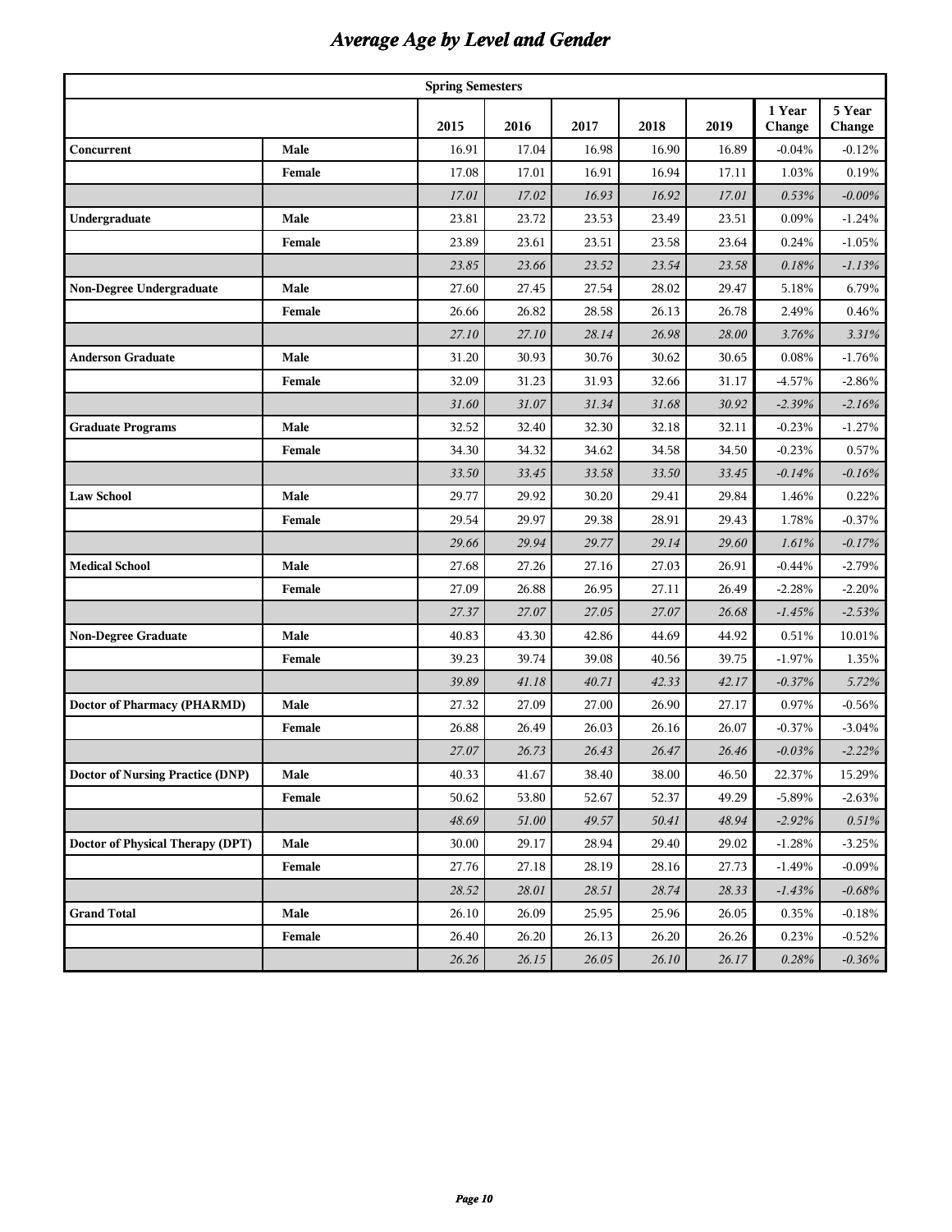# *Average Age by Level and Gender*

| Spring Semesters | | | | | | | | |
|---|---|---|---|---|---|---|---|---|
| | | **2015** | **2016** | **2017** | **2018** | **2019** | **1 Year Change** | **5 Year Change** |
| **Concurrent** | **Male** | 16.91 | 17.04 | 16.98 | 16.90 | 16.89 | -0.04% | -0.12% |
| | **Female** | 17.08 | 17.01 | 16.91 | 16.94 | 17.11 | 1.03% | 0.19% |
| | | *17.01* | *17.02* | *16.93* | *16.92* | *17.01* | *0.53%* | *-0.00%* |
| **Undergraduate** | **Male** | 23.81 | 23.72 | 23.53 | 23.49 | 23.51 | 0.09% | -1.24% |
| | **Female** | 23.89 | 23.61 | 23.51 | 23.58 | 23.64 | 0.24% | -1.05% |
| | | *23.85* | *23.66* | *23.52* | *23.54* | *23.58* | *0.18%* | *-1.13%* |
| **Non-Degree Undergraduate** | **Male** | 27.60 | 27.45 | 27.54 | 28.02 | 29.47 | 5.18% | 6.79% |
| | **Female** | 26.66 | 26.82 | 28.58 | 26.13 | 26.78 | 2.49% | 0.46% |
| | | *27.10* | *27.10* | *28.14* | *26.98* | *28.00* | *3.76%* | *3.31%* |
| **Anderson Graduate** | **Male** | 31.20 | 30.93 | 30.76 | 30.62 | 30.65 | 0.08% | -1.76% |
| | **Female** | 32.09 | 31.23 | 31.93 | 32.66 | 31.17 | -4.57% | -2.86% |
| | | *31.60* | *31.07* | *31.34* | *31.68* | *30.92* | *-2.39%* | *-2.16%* |
| **Graduate Programs** | **Male** | 32.52 | 32.40 | 32.30 | 32.18 | 32.11 | -0.23% | -1.27% |
| | **Female** | 34.30 | 34.32 | 34.62 | 34.58 | 34.50 | -0.23% | 0.57% |
| | | *33.50* | *33.45* | *33.58* | *33.50* | *33.45* | *-0.14%* | *-0.16%* |
| **Law School** | **Male** | 29.77 | 29.92 | 30.20 | 29.41 | 29.84 | 1.46% | 0.22% |
| | **Female** | 29.54 | 29.97 | 29.38 | 28.91 | 29.43 | 1.78% | -0.37% |
| | | *29.66* | *29.94* | *29.77* | *29.14* | *29.60* | *1.61%* | *-0.17%* |
| **Medical School** | **Male** | 27.68 | 27.26 | 27.16 | 27.03 | 26.91 | -0.44% | -2.79% |
| | **Female** | 27.09 | 26.88 | 26.95 | 27.11 | 26.49 | -2.28% | -2.20% |
| | | *27.37* | *27.07* | *27.05* | *27.07* | *26.68* | *-1.45%* | *-2.53%* |
| **Non-Degree Graduate** | **Male** | 40.83 | 43.30 | 42.86 | 44.69 | 44.92 | 0.51% | 10.01% |
| | **Female** | 39.23 | 39.74 | 39.08 | 40.56 | 39.75 | -1.97% | 1.35% |
| | | *39.89* | *41.18* | *40.71* | *42.33* | *42.17* | *-0.37%* | *5.72%* |
| **Doctor of Pharmacy (PHARMD)** | **Male** | 27.32 | 27.09 | 27.00 | 26.90 | 27.17 | 0.97% | -0.56% |
| | **Female** | 26.88 | 26.49 | 26.03 | 26.16 | 26.07 | -0.37% | -3.04% |
| | | *27.07* | *26.73* | *26.43* | *26.47* | *26.46* | *-0.03%* | *-2.22%* |
| **Doctor of Nursing Practice (DNP)** | **Male** | 40.33 | 41.67 | 38.40 | 38.00 | 46.50 | 22.37% | 15.29% |
| | **Female** | 50.62 | 53.80 | 52.67 | 52.37 | 49.29 | -5.89% | -2.63% |
| | | *48.69* | *51.00* | *49.57* | *50.41* | *48.94* | *-2.92%* | *0.51%* |
| **Doctor of Physical Therapy (DPT)** | **Male** | 30.00 | 29.17 | 28.94 | 29.40 | 29.02 | -1.28% | -3.25% |
| | **Female** | 27.76 | 27.18 | 28.19 | 28.16 | 27.73 | -1.49% | -0.09% |
| | | *28.52* | *28.01* | *28.51* | *28.74* | *28.33* | *-1.43%* | *-0.68%* |
| **Grand Total** | **Male** | 26.10 | 26.09 | 25.95 | 25.96 | 26.05 | 0.35% | -0.18% |
| | **Female** | 26.40 | 26.20 | 26.13 | 26.20 | 26.26 | 0.23% | -0.52% |
| | | *26.26* | *26.15* | *26.05* | *26.10* | *26.17* | *0.28%* | *-0.36%* |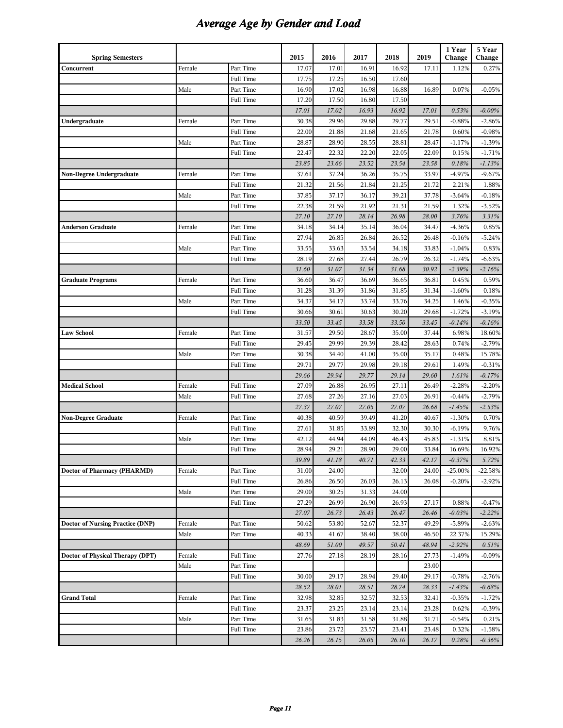# Average Age by Gender and Load

| Spring Semesters | | | 2015 | 2016 | 2017 | 2018 | 2019 | 1 Year Change | 5 Year Change |
|---|---|---|---|---|---|---|---|---|---|
| **Concurrent** | Female | Part Time | 17.07 | 17.01 | 16.91 | 16.92 | 17.11 | 1.12% | 0.27% |
| | | Full Time | 17.75 | 17.25 | 16.50 | 17.60 | | | |
| | Male | Part Time | 16.90 | 17.02 | 16.98 | 16.88 | 16.89 | 0.07% | -0.05% |
| | | Full Time | 17.20 | 17.50 | 16.80 | 17.50 | | | |
| | | | *17.01* | *17.02* | *16.93* | *16.92* | *17.01* | *0.53%* | *-0.00%* |
| **Undergraduate** | Female | Part Time | 30.38 | 29.96 | 29.88 | 29.77 | 29.51 | -0.88% | -2.86% |
| | | Full Time | 22.00 | 21.88 | 21.68 | 21.65 | 21.78 | 0.60% | -0.98% |
| | Male | Part Time | 28.87 | 28.90 | 28.55 | 28.81 | 28.47 | -1.17% | -1.39% |
| | | Full Time | 22.47 | 22.32 | 22.20 | 22.05 | 22.09 | 0.15% | -1.71% |
| | | | *23.85* | *23.66* | *23.52* | *23.54* | *23.58* | *0.18%* | *-1.13%* |
| **Non-Degree Undergraduate** | Female | Part Time | 37.61 | 37.24 | 36.26 | 35.75 | 33.97 | -4.97% | -9.67% |
| | | Full Time | 21.32 | 21.56 | 21.84 | 21.25 | 21.72 | 2.21% | 1.88% |
| | Male | Part Time | 37.85 | 37.17 | 36.17 | 39.21 | 37.78 | -3.64% | -0.18% |
| | | Full Time | 22.38 | 21.59 | 21.92 | 21.31 | 21.59 | 1.32% | -3.52% |
| | | | *27.10* | *27.10* | *28.14* | *26.98* | *28.00* | *3.76%* | *3.31%* |
| **Anderson Graduate** | Female | Part Time | 34.18 | 34.14 | 35.14 | 36.04 | 34.47 | -4.36% | 0.85% |
| | | Full Time | 27.94 | 26.85 | 26.84 | 26.52 | 26.48 | -0.16% | -5.24% |
| | Male | Part Time | 33.55 | 33.63 | 33.54 | 34.18 | 33.83 | -1.04% | 0.83% |
| | | Full Time | 28.19 | 27.68 | 27.44 | 26.79 | 26.32 | -1.74% | -6.63% |
| | | | *31.60* | *31.07* | *31.34* | *31.68* | *30.92* | *-2.39%* | *-2.16%* |
| **Graduate Programs** | Female | Part Time | 36.60 | 36.47 | 36.69 | 36.65 | 36.81 | 0.45% | 0.59% |
| | | Full Time | 31.28 | 31.39 | 31.86 | 31.85 | 31.34 | -1.60% | 0.18% |
| | Male | Part Time | 34.37 | 34.17 | 33.74 | 33.76 | 34.25 | 1.46% | -0.35% |
| | | Full Time | 30.66 | 30.61 | 30.63 | 30.20 | 29.68 | -1.72% | -3.19% |
| | | | *33.50* | *33.45* | *33.58* | *33.50* | *33.45* | *-0.14%* | *-0.16%* |
| **Law School** | Female | Part Time | 31.57 | 29.50 | 28.67 | 35.00 | 37.44 | 6.98% | 18.60% |
| | | Full Time | 29.45 | 29.99 | 29.39 | 28.42 | 28.63 | 0.74% | -2.79% |
| | Male | Part Time | 30.38 | 34.40 | 41.00 | 35.00 | 35.17 | 0.48% | 15.78% |
| | | Full Time | 29.71 | 29.77 | 29.98 | 29.18 | 29.61 | 1.49% | -0.31% |
| | | | *29.66* | *29.94* | *29.77* | *29.14* | *29.60* | *1.61%* | *-0.17%* |
| **Medical School** | Female | Full Time | 27.09 | 26.88 | 26.95 | 27.11 | 26.49 | -2.28% | -2.20% |
| | Male | Full Time | 27.68 | 27.26 | 27.16 | 27.03 | 26.91 | -0.44% | -2.79% |
| | | | *27.37* | *27.07* | *27.05* | *27.07* | *26.68* | *-1.45%* | *-2.53%* |
| **Non-Degree Graduate** | Female | Part Time | 40.38 | 40.59 | 39.49 | 41.20 | 40.67 | -1.30% | 0.70% |
| | | Full Time | 27.61 | 31.85 | 33.89 | 32.30 | 30.30 | -6.19% | 9.76% |
| | Male | Part Time | 42.12 | 44.94 | 44.09 | 46.43 | 45.83 | -1.31% | 8.81% |
| | | Full Time | 28.94 | 29.21 | 28.90 | 29.00 | 33.84 | 16.69% | 16.92% |
| | | | *39.89* | *41.18* | *40.71* | *42.33* | *42.17* | *-0.37%* | *5.72%* |
| **Doctor of Pharmacy (PHARMD)** | Female | Part Time | 31.00 | 24.00 | | 32.00 | 24.00 | -25.00% | -22.58% |
| | | Full Time | 26.86 | 26.50 | 26.03 | 26.13 | 26.08 | -0.20% | -2.92% |
| | Male | Part Time | 29.00 | 30.25 | 31.33 | 24.00 | | | |
| | | Full Time | 27.29 | 26.99 | 26.90 | 26.93 | 27.17 | 0.88% | -0.47% |
| | | | *27.07* | *26.73* | *26.43* | *26.47* | *26.46* | *-0.03%* | *-2.22%* |
| **Doctor of Nursing Practice (DNP)** | Female | Part Time | 50.62 | 53.80 | 52.67 | 52.37 | 49.29 | -5.89% | -2.63% |
| | Male | Part Time | 40.33 | 41.67 | 38.40 | 38.00 | 46.50 | 22.37% | 15.29% |
| | | | *48.69* | *51.00* | *49.57* | *50.41* | *48.94* | *-2.92%* | *0.51%* |
| **Doctor of Physical Therapy (DPT)** | Female | Full Time | 27.76 | 27.18 | 28.19 | 28.16 | 27.73 | -1.49% | -0.09% |
| | Male | Part Time | | | | | 23.00 | | |
| | | Full Time | 30.00 | 29.17 | 28.94 | 29.40 | 29.17 | -0.78% | -2.76% |
| | | | *28.52* | *28.01* | *28.51* | *28.74* | *28.33* | *-1.43%* | *-0.68%* |
| **Grand Total** | Female | Part Time | 32.98 | 32.85 | 32.57 | 32.53 | 32.41 | -0.35% | -1.72% |
| | | Full Time | 23.37 | 23.25 | 23.14 | 23.14 | 23.28 | 0.62% | -0.39% |
| | Male | Part Time | 31.65 | 31.83 | 31.58 | 31.88 | 31.71 | -0.54% | 0.21% |
| | | Full Time | 23.86 | 23.72 | 23.57 | 23.41 | 23.48 | 0.32% | -1.58% |
| | | | *26.26* | *26.15* | *26.05* | *26.10* | *26.17* | *0.28%* | *-0.36%* |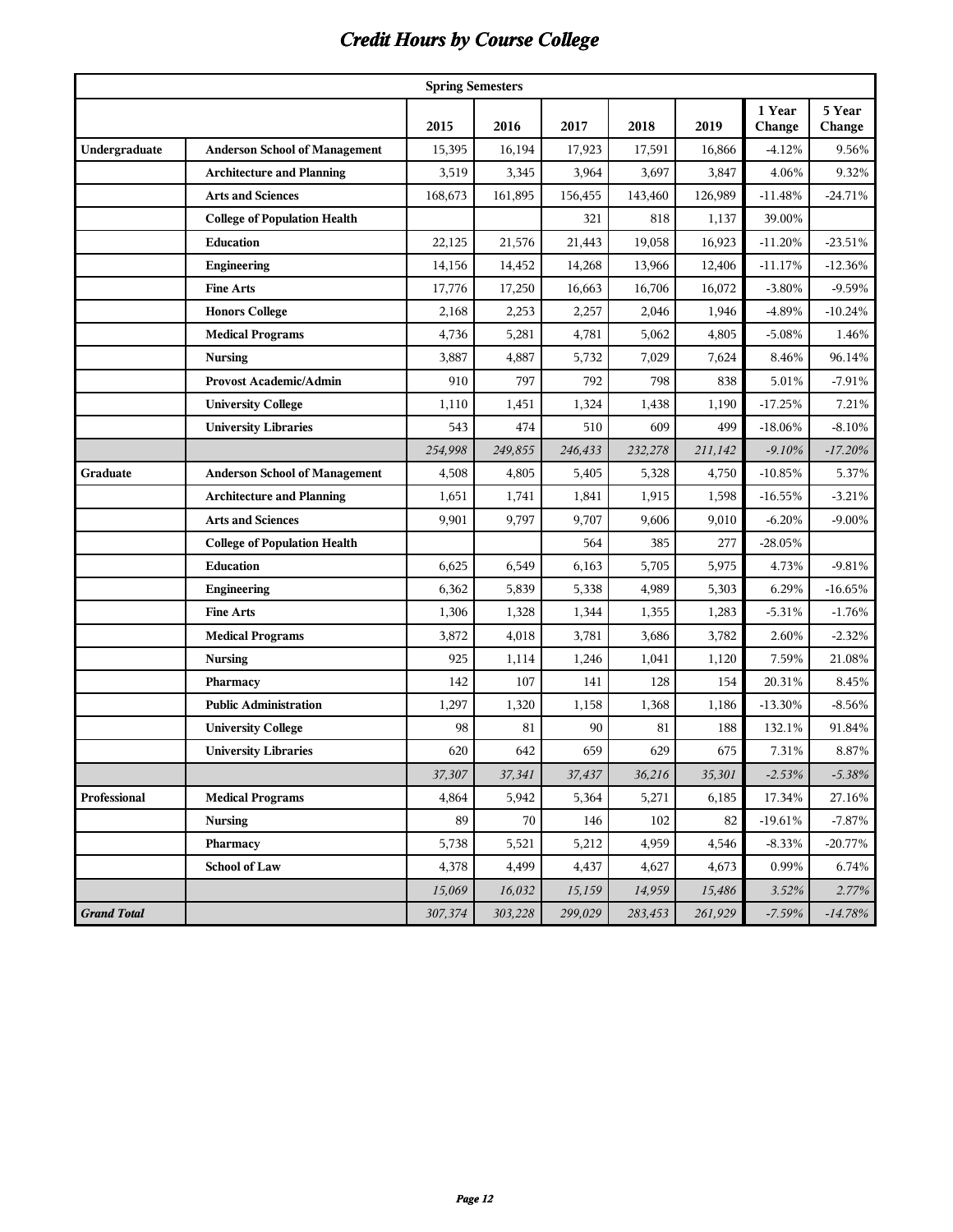# Credit Hours by Course College

| | | Spring Semesters | | | | | | |
|---|---|---|---|---|---|---|---|---|
| | | 2015 | 2016 | 2017 | 2018 | 2019 | 1 Year Change | 5 Year Change |
| **Undergraduate** | **Anderson School of Management** | 15,395 | 16,194 | 17,923 | 17,591 | 16,866 | -4.12% | 9.56% |
| | **Architecture and Planning** | 3,519 | 3,345 | 3,964 | 3,697 | 3,847 | 4.06% | 9.32% |
| | **Arts and Sciences** | 168,673 | 161,895 | 156,455 | 143,460 | 126,989 | -11.48% | -24.71% |
| | **College of Population Health** | | | 321 | 818 | 1,137 | 39.00% | |
| | **Education** | 22,125 | 21,576 | 21,443 | 19,058 | 16,923 | -11.20% | -23.51% |
| | **Engineering** | 14,156 | 14,452 | 14,268 | 13,966 | 12,406 | -11.17% | -12.36% |
| | **Fine Arts** | 17,776 | 17,250 | 16,663 | 16,706 | 16,072 | -3.80% | -9.59% |
| | **Honors College** | 2,168 | 2,253 | 2,257 | 2,046 | 1,946 | -4.89% | -10.24% |
| | **Medical Programs** | 4,736 | 5,281 | 4,781 | 5,062 | 4,805 | -5.08% | 1.46% |
| | **Nursing** | 3,887 | 4,887 | 5,732 | 7,029 | 7,624 | 8.46% | 96.14% |
| | **Provost Academic/Admin** | 910 | 797 | 792 | 798 | 838 | 5.01% | -7.91% |
| | **University College** | 1,110 | 1,451 | 1,324 | 1,438 | 1,190 | -17.25% | 7.21% |
| | **University Libraries** | 543 | 474 | 510 | 609 | 499 | -18.06% | -8.10% |
| | | *254,998* | *249,855* | *246,433* | *232,278* | *211,142* | *-9.10%* | *-17.20%* |
| **Graduate** | **Anderson School of Management** | 4,508 | 4,805 | 5,405 | 5,328 | 4,750 | -10.85% | 5.37% |
| | **Architecture and Planning** | 1,651 | 1,741 | 1,841 | 1,915 | 1,598 | -16.55% | -3.21% |
| | **Arts and Sciences** | 9,901 | 9,797 | 9,707 | 9,606 | 9,010 | -6.20% | -9.00% |
| | **College of Population Health** | | | 564 | 385 | 277 | -28.05% | |
| | **Education** | 6,625 | 6,549 | 6,163 | 5,705 | 5,975 | 4.73% | -9.81% |
| | **Engineering** | 6,362 | 5,839 | 5,338 | 4,989 | 5,303 | 6.29% | -16.65% |
| | **Fine Arts** | 1,306 | 1,328 | 1,344 | 1,355 | 1,283 | -5.31% | -1.76% |
| | **Medical Programs** | 3,872 | 4,018 | 3,781 | 3,686 | 3,782 | 2.60% | -2.32% |
| | **Nursing** | 925 | 1,114 | 1,246 | 1,041 | 1,120 | 7.59% | 21.08% |
| | **Pharmacy** | 142 | 107 | 141 | 128 | 154 | 20.31% | 8.45% |
| | **Public Administration** | 1,297 | 1,320 | 1,158 | 1,368 | 1,186 | -13.30% | -8.56% |
| | **University College** | 98 | 81 | 90 | 81 | 188 | 132.1% | 91.84% |
| | **University Libraries** | 620 | 642 | 659 | 629 | 675 | 7.31% | 8.87% |
| | | *37,307* | *37,341* | *37,437* | *36,216* | *35,301* | *-2.53%* | *-5.38%* |
| **Professional** | **Medical Programs** | 4,864 | 5,942 | 5,364 | 5,271 | 6,185 | 17.34% | 27.16% |
| | **Nursing** | 89 | 70 | 146 | 102 | 82 | -19.61% | -7.87% |
| | **Pharmacy** | 5,738 | 5,521 | 5,212 | 4,959 | 4,546 | -8.33% | -20.77% |
| | **School of Law** | 4,378 | 4,499 | 4,437 | 4,627 | 4,673 | 0.99% | 6.74% |
| | | *15,069* | *16,032* | *15,159* | *14,959* | *15,486* | *3.52%* | *2.77%* |
| ***Grand Total*** | | *307,374* | *303,228* | *299,029* | *283,453* | *261,929* | *-7.59%* | *-14.78%* |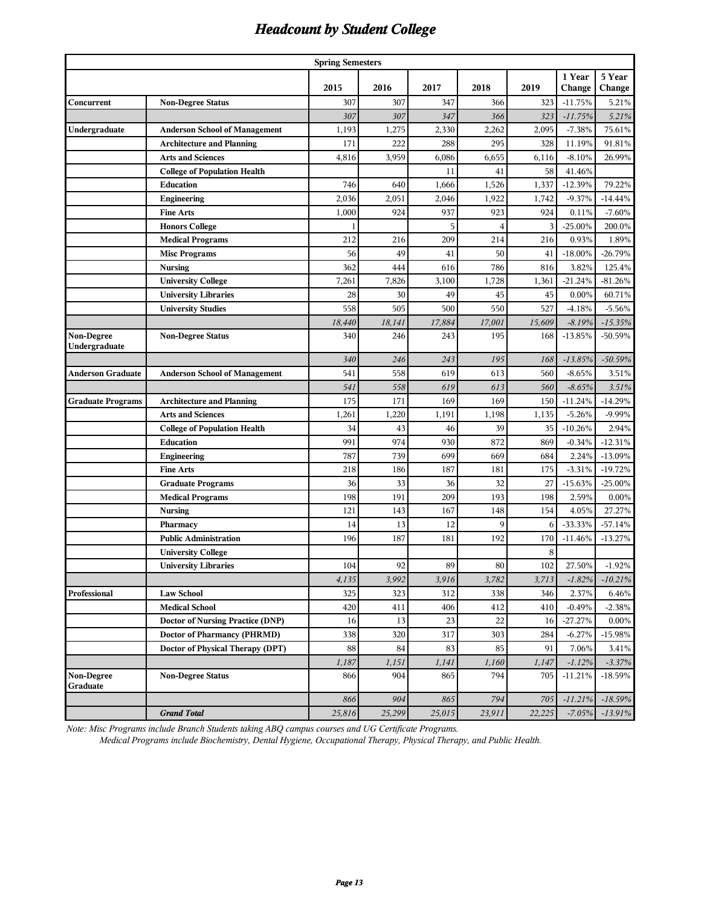# Headcount by Student College

| | | Spring Semesters | | | | | | |
|---|---|---|---|---|---|---|---|---|
| | | 2015 | 2016 | 2017 | 2018 | 2019 | 1 Year Change | 5 Year Change |
| **Concurrent** | **Non-Degree Status** | 307 | 307 | 347 | 366 | 323 | -11.75% | 5.21% |
| | | *307* | *307* | *347* | *366* | *323* | *-11.75%* | *5.21%* |
| **Undergraduate** | **Anderson School of Management** | 1,193 | 1,275 | 2,330 | 2,262 | 2,095 | -7.38% | 75.61% |
| | **Architecture and Planning** | 171 | 222 | 288 | 295 | 328 | 11.19% | 91.81% |
| | **Arts and Sciences** | 4,816 | 3,959 | 6,086 | 6,655 | 6,116 | -8.10% | 26.99% |
| | **College of Population Health** | | | 11 | 41 | 58 | 41.46% | |
| | **Education** | 746 | 640 | 1,666 | 1,526 | 1,337 | -12.39% | 79.22% |
| | **Engineering** | 2,036 | 2,051 | 2,046 | 1,922 | 1,742 | -9.37% | -14.44% |
| | **Fine Arts** | 1,000 | 924 | 937 | 923 | 924 | 0.11% | -7.60% |
| | **Honors College** | 1 | | 5 | 4 | 3 | -25.00% | 200.0% |
| | **Medical Programs** | 212 | 216 | 209 | 214 | 216 | 0.93% | 1.89% |
| | **Misc Programs** | 56 | 49 | 41 | 50 | 41 | -18.00% | -26.79% |
| | **Nursing** | 362 | 444 | 616 | 786 | 816 | 3.82% | 125.4% |
| | **University College** | 7,261 | 7,826 | 3,100 | 1,728 | 1,361 | -21.24% | -81.26% |
| | **University Libraries** | 28 | 30 | 49 | 45 | 45 | 0.00% | 60.71% |
| | **University Studies** | 558 | 505 | 500 | 550 | 527 | -4.18% | -5.56% |
| | | *18,440* | *18,141* | *17,884* | *17,001* | *15,609* | *-8.19%* | *-15.35%* |
| **Non-Degree Undergraduate** | **Non-Degree Status** | 340 | 246 | 243 | 195 | 168 | -13.85% | -50.59% |
| | | *340* | *246* | *243* | *195* | *168* | *-13.85%* | *-50.59%* |
| **Anderson Graduate** | **Anderson School of Management** | 541 | 558 | 619 | 613 | 560 | -8.65% | 3.51% |
| | | *541* | *558* | *619* | *613* | *560* | *-8.65%* | *3.51%* |
| **Graduate Programs** | **Architecture and Planning** | 175 | 171 | 169 | 169 | 150 | -11.24% | -14.29% |
| | **Arts and Sciences** | 1,261 | 1,220 | 1,191 | 1,198 | 1,135 | -5.26% | -9.99% |
| | **College of Population Health** | 34 | 43 | 46 | 39 | 35 | -10.26% | 2.94% |
| | **Education** | 991 | 974 | 930 | 872 | 869 | -0.34% | -12.31% |
| | **Engineering** | 787 | 739 | 699 | 669 | 684 | 2.24% | -13.09% |
| | **Fine Arts** | 218 | 186 | 187 | 181 | 175 | -3.31% | -19.72% |
| | **Graduate Programs** | 36 | 33 | 36 | 32 | 27 | -15.63% | -25.00% |
| | **Medical Programs** | 198 | 191 | 209 | 193 | 198 | 2.59% | 0.00% |
| | **Nursing** | 121 | 143 | 167 | 148 | 154 | 4.05% | 27.27% |
| | **Pharmacy** | 14 | 13 | 12 | 9 | 6 | -33.33% | -57.14% |
| | **Public Administration** | 196 | 187 | 181 | 192 | 170 | -11.46% | -13.27% |
| | **University College** | | | | | 8 | | |
| | **University Libraries** | 104 | 92 | 89 | 80 | 102 | 27.50% | -1.92% |
| | | *4,135* | *3,992* | *3,916* | *3,782* | *3,713* | *-1.82%* | *-10.21%* |
| **Professional** | **Law School** | 325 | 323 | 312 | 338 | 346 | 2.37% | 6.46% |
| | **Medical School** | 420 | 411 | 406 | 412 | 410 | -0.49% | -2.38% |
| | **Doctor of Nursing Practice (DNP)** | 16 | 13 | 23 | 22 | 16 | -27.27% | 0.00% |
| | **Doctor of Pharmancy (PHRMD)** | 338 | 320 | 317 | 303 | 284 | -6.27% | -15.98% |
| | **Doctor of Physical Therapy (DPT)** | 88 | 84 | 83 | 85 | 91 | 7.06% | 3.41% |
| | | *1,187* | *1,151* | *1,141* | *1,160* | *1,147* | *-1.12%* | *-3.37%* |
| **Non-Degree Graduate** | **Non-Degree Status** | 866 | 904 | 865 | 794 | 705 | -11.21% | -18.59% |
| | | *866* | *904* | *865* | *794* | *705* | *-11.21%* | *-18.59%* |
| | ***Grand Total*** | *25,816* | *25,299* | *25,015* | *23,911* | *22,225* | *-7.05%* | *-13.91%* |

*Note: Misc Programs include Branch Students taking ABQ campus courses and UG Certificate Programs.*
*Medical Programs include Biochemistry, Dental Hygiene, Occupational Therapy, Physical Therapy, and Public Health.*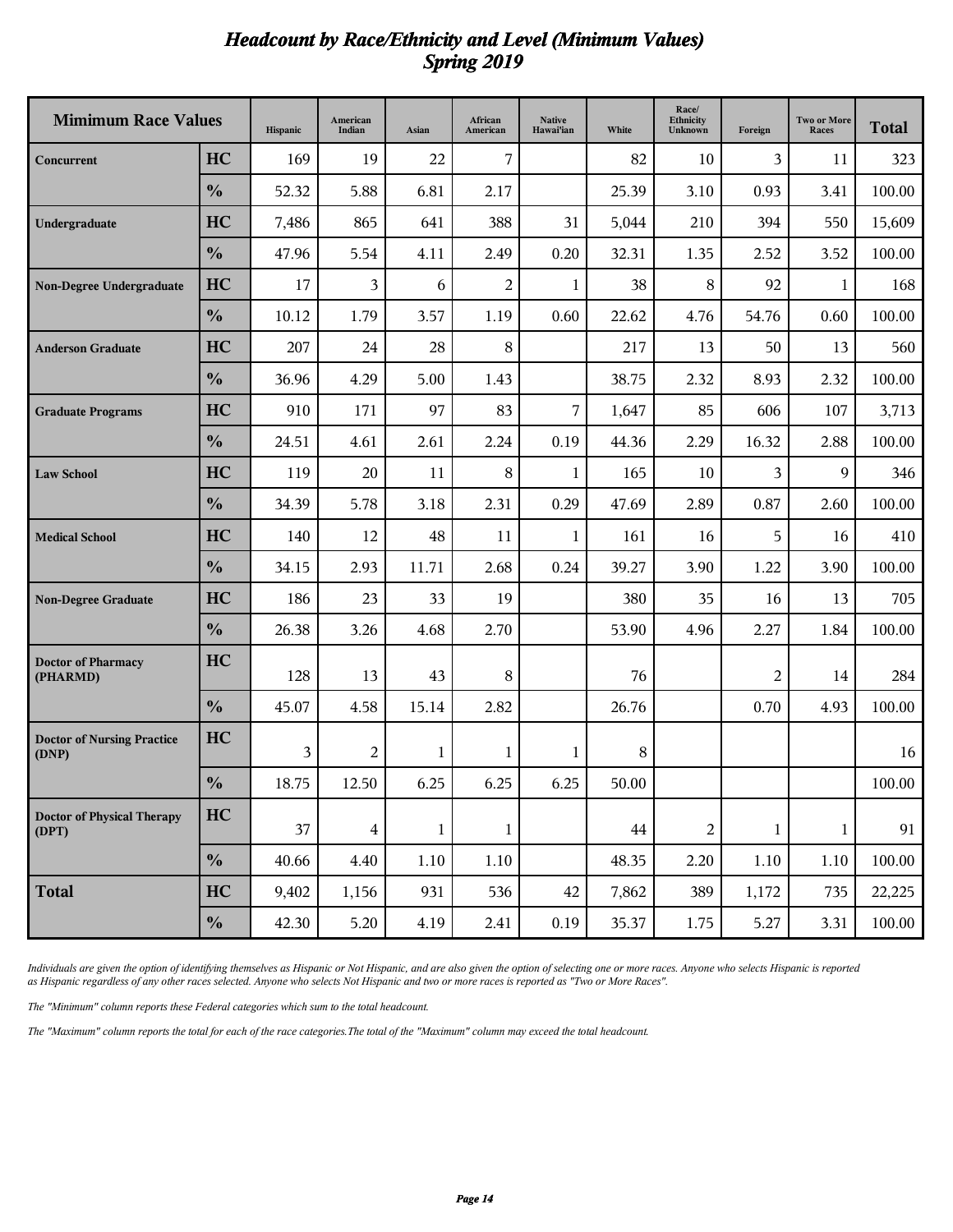# *Headcount by Race/Ethnicity and Level (Minimum Values)*
# *Spring 2019*

| Mimimum Race Values | | Hispanic | American Indian | Asian | African American | Native Hawai'ian | White | Race/ Ethnicity Unknown | Foreign | Two or More Races | Total |
|---|---|---|---|---|---|---|---|---|---|---|---|
| Concurrent | HC | 169 | 19 | 22 | 7 | | 82 | 10 | 3 | 11 | 323 |
| | % | 52.32 | 5.88 | 6.81 | 2.17 | | 25.39 | 3.10 | 0.93 | 3.41 | 100.00 |
| Undergraduate | HC | 7,486 | 865 | 641 | 388 | 31 | 5,044 | 210 | 394 | 550 | 15,609 |
| | % | 47.96 | 5.54 | 4.11 | 2.49 | 0.20 | 32.31 | 1.35 | 2.52 | 3.52 | 100.00 |
| Non-Degree Undergraduate | HC | 17 | 3 | 6 | 2 | 1 | 38 | 8 | 92 | 1 | 168 |
| | % | 10.12 | 1.79 | 3.57 | 1.19 | 0.60 | 22.62 | 4.76 | 54.76 | 0.60 | 100.00 |
| Anderson Graduate | HC | 207 | 24 | 28 | 8 | | 217 | 13 | 50 | 13 | 560 |
| | % | 36.96 | 4.29 | 5.00 | 1.43 | | 38.75 | 2.32 | 8.93 | 2.32 | 100.00 |
| Graduate Programs | HC | 910 | 171 | 97 | 83 | 7 | 1,647 | 85 | 606 | 107 | 3,713 |
| | % | 24.51 | 4.61 | 2.61 | 2.24 | 0.19 | 44.36 | 2.29 | 16.32 | 2.88 | 100.00 |
| Law School | HC | 119 | 20 | 11 | 8 | 1 | 165 | 10 | 3 | 9 | 346 |
| | % | 34.39 | 5.78 | 3.18 | 2.31 | 0.29 | 47.69 | 2.89 | 0.87 | 2.60 | 100.00 |
| Medical School | HC | 140 | 12 | 48 | 11 | 1 | 161 | 16 | 5 | 16 | 410 |
| | % | 34.15 | 2.93 | 11.71 | 2.68 | 0.24 | 39.27 | 3.90 | 1.22 | 3.90 | 100.00 |
| Non-Degree Graduate | HC | 186 | 23 | 33 | 19 | | 380 | 35 | 16 | 13 | 705 |
| | % | 26.38 | 3.26 | 4.68 | 2.70 | | 53.90 | 4.96 | 2.27 | 1.84 | 100.00 |
| Doctor of Pharmacy (PHARMD) | HC | 128 | 13 | 43 | 8 | | 76 | | 2 | 14 | 284 |
| | % | 45.07 | 4.58 | 15.14 | 2.82 | | 26.76 | | 0.70 | 4.93 | 100.00 |
| Doctor of Nursing Practice (DNP) | HC | 3 | 2 | 1 | 1 | 1 | 8 | | | | 16 |
| | % | 18.75 | 12.50 | 6.25 | 6.25 | 6.25 | 50.00 | | | | 100.00 |
| Doctor of Physical Therapy (DPT) | HC | 37 | 4 | 1 | 1 | | 44 | 2 | 1 | 1 | 91 |
| | % | 40.66 | 4.40 | 1.10 | 1.10 | | 48.35 | 2.20 | 1.10 | 1.10 | 100.00 |
| **Total** | HC | 9,402 | 1,156 | 931 | 536 | 42 | 7,862 | 389 | 1,172 | 735 | 22,225 |
| | % | 42.30 | 5.20 | 4.19 | 2.41 | 0.19 | 35.37 | 1.75 | 5.27 | 3.31 | 100.00 |

*Individuals are given the option of identifying themselves as Hispanic or Not Hispanic, and are also given the option of selecting one or more races. Anyone who selects Hispanic is reported as Hispanic regardless of any other races selected. Anyone who selects Not Hispanic and two or more races is reported as "Two or More Races".*

*The "Minimum" column reports these Federal categories which sum to the total headcount.*

*The "Maximum" column reports the total for each of the race categories.The total of the "Maximum" column may exceed the total headcount.*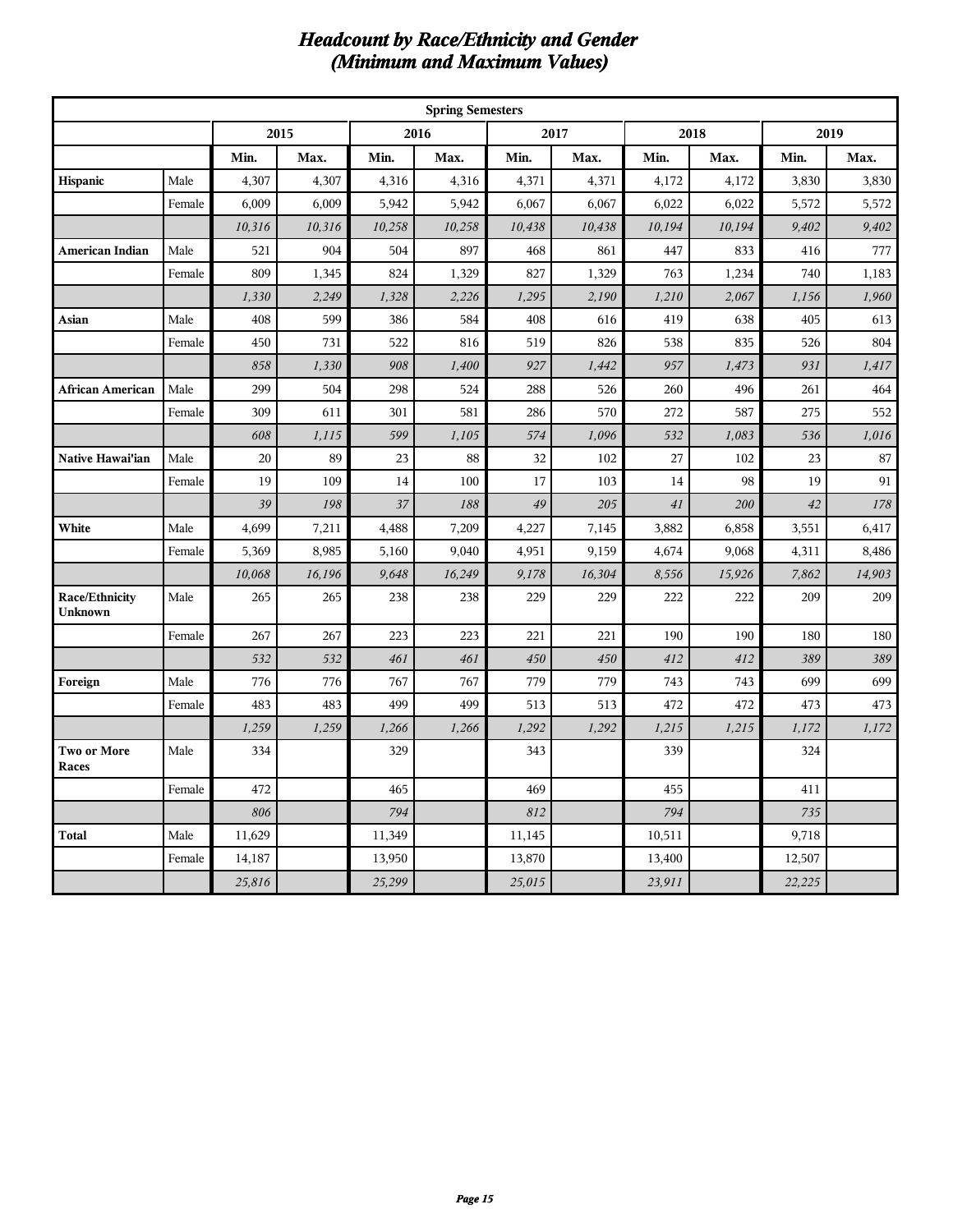# *Headcount by Race/Ethnicity and Gender (Minimum and Maximum Values)*

| Spring Semesters | | | | | | | | | | | |
|---|---|---|---|---|---|---|---|---|---|---|---|
| | | 2015 | | 2016 | | 2017 | | 2018 | | 2019 | |
| | | Min. | Max. | Min. | Max. | Min. | Max. | Min. | Max. | Min. | Max. |
| **Hispanic** | Male | 4,307 | 4,307 | 4,316 | 4,316 | 4,371 | 4,371 | 4,172 | 4,172 | 3,830 | 3,830 |
| | Female | 6,009 | 6,009 | 5,942 | 5,942 | 6,067 | 6,067 | 6,022 | 6,022 | 5,572 | 5,572 |
| | | *10,316* | *10,316* | *10,258* | *10,258* | *10,438* | *10,438* | *10,194* | *10,194* | *9,402* | *9,402* |
| **American Indian** | Male | 521 | 904 | 504 | 897 | 468 | 861 | 447 | 833 | 416 | 777 |
| | Female | 809 | 1,345 | 824 | 1,329 | 827 | 1,329 | 763 | 1,234 | 740 | 1,183 |
| | | *1,330* | *2,249* | *1,328* | *2,226* | *1,295* | *2,190* | *1,210* | *2,067* | *1,156* | *1,960* |
| **Asian** | Male | 408 | 599 | 386 | 584 | 408 | 616 | 419 | 638 | 405 | 613 |
| | Female | 450 | 731 | 522 | 816 | 519 | 826 | 538 | 835 | 526 | 804 |
| | | *858* | *1,330* | *908* | *1,400* | *927* | *1,442* | *957* | *1,473* | *931* | *1,417* |
| **African American** | Male | 299 | 504 | 298 | 524 | 288 | 526 | 260 | 496 | 261 | 464 |
| | Female | 309 | 611 | 301 | 581 | 286 | 570 | 272 | 587 | 275 | 552 |
| | | *608* | *1,115* | *599* | *1,105* | *574* | *1,096* | *532* | *1,083* | *536* | *1,016* |
| **Native Hawai'ian** | Male | 20 | 89 | 23 | 88 | 32 | 102 | 27 | 102 | 23 | 87 |
| | Female | 19 | 109 | 14 | 100 | 17 | 103 | 14 | 98 | 19 | 91 |
| | | *39* | *198* | *37* | *188* | *49* | *205* | *41* | *200* | *42* | *178* |
| **White** | Male | 4,699 | 7,211 | 4,488 | 7,209 | 4,227 | 7,145 | 3,882 | 6,858 | 3,551 | 6,417 |
| | Female | 5,369 | 8,985 | 5,160 | 9,040 | 4,951 | 9,159 | 4,674 | 9,068 | 4,311 | 8,486 |
| | | *10,068* | *16,196* | *9,648* | *16,249* | *9,178* | *16,304* | *8,556* | *15,926* | *7,862* | *14,903* |
| **Race/Ethnicity Unknown** | Male | 265 | 265 | 238 | 238 | 229 | 229 | 222 | 222 | 209 | 209 |
| | Female | 267 | 267 | 223 | 223 | 221 | 221 | 190 | 190 | 180 | 180 |
| | | *532* | *532* | *461* | *461* | *450* | *450* | *412* | *412* | *389* | *389* |
| **Foreign** | Male | 776 | 776 | 767 | 767 | 779 | 779 | 743 | 743 | 699 | 699 |
| | Female | 483 | 483 | 499 | 499 | 513 | 513 | 472 | 472 | 473 | 473 |
| | | *1,259* | *1,259* | *1,266* | *1,266* | *1,292* | *1,292* | *1,215* | *1,215* | *1,172* | *1,172* |
| **Two or More Races** | Male | 334 | | 329 | | 343 | | 339 | | 324 | |
| | Female | 472 | | 465 | | 469 | | 455 | | 411 | |
| | | *806* | | *794* | | *812* | | *794* | | *735* | |
| **Total** | Male | 11,629 | | 11,349 | | 11,145 | | 10,511 | | 9,718 | |
| | Female | 14,187 | | 13,950 | | 13,870 | | 13,400 | | 12,507 | |
| | | *25,816* | | *25,299* | | *25,015* | | *23,911* | | *22,225* | |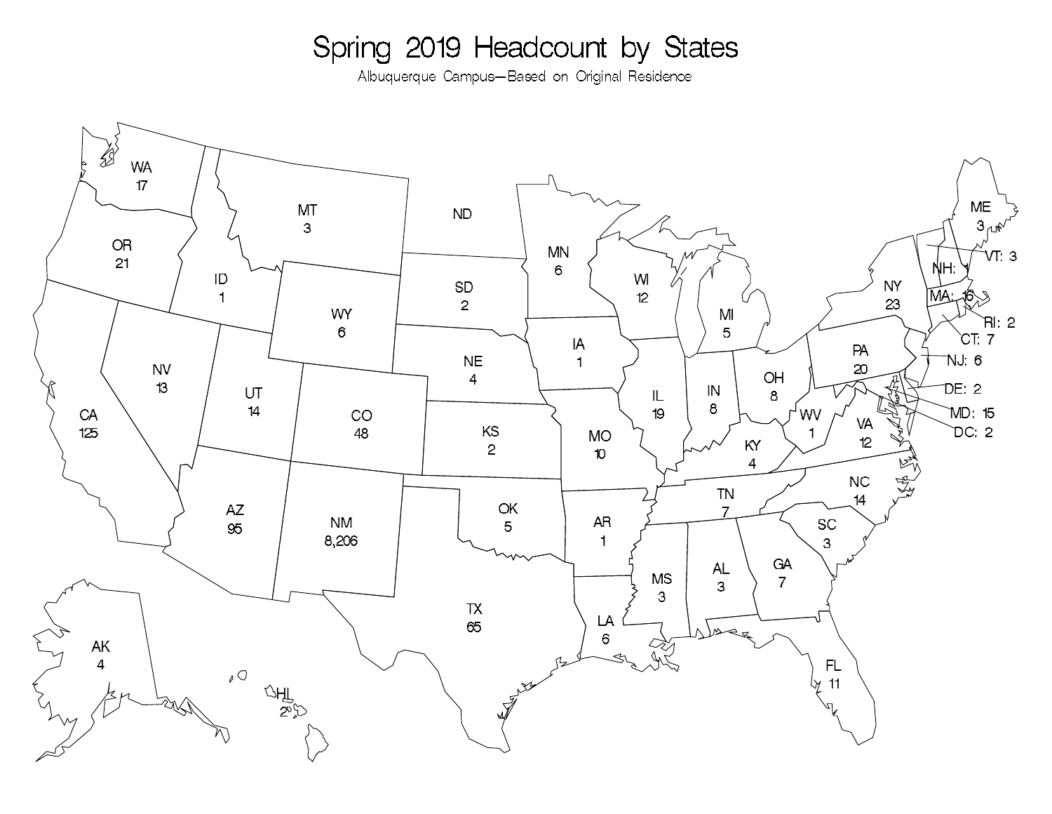# Spring 2019 Headcount by States

Albuquerque Campus—Based on Original Residence

| State | Headcount |
|---|---|
| WA | 17 |
| OR | 21 |
| CA | 125 |
| NV | 13 |
| ID | 1 |
| MT | 3 |
| WY | 6 |
| UT | 14 |
| AZ | 95 |
| CO | 48 |
| NM | 8,206 |
| ND | |
| SD | 2 |
| NE | 4 |
| KS | 2 |
| OK | 5 |
| TX | 65 |
| MN | 6 |
| IA | 1 |
| MO | 10 |
| AR | 1 |
| LA | 6 |
| WI | 12 |
| IL | 19 |
| MI | 5 |
| IN | 8 |
| OH | 8 |
| KY | 4 |
| TN | 7 |
| MS | 3 |
| AL | 3 |
| GA | 7 |
| FL | 11 |
| SC | 3 |
| NC | 14 |
| VA | 12 |
| WV | 1 |
| PA | 20 |
| NY | 23 |
| ME | 3 |
| VT | 3 |
| NH | |
| MA | 16 |
| RI | 2 |
| CT | 7 |
| NJ | 6 |
| DE | 2 |
| MD | 15 |
| DC | 2 |
| AK | 4 |
| HI | 2 |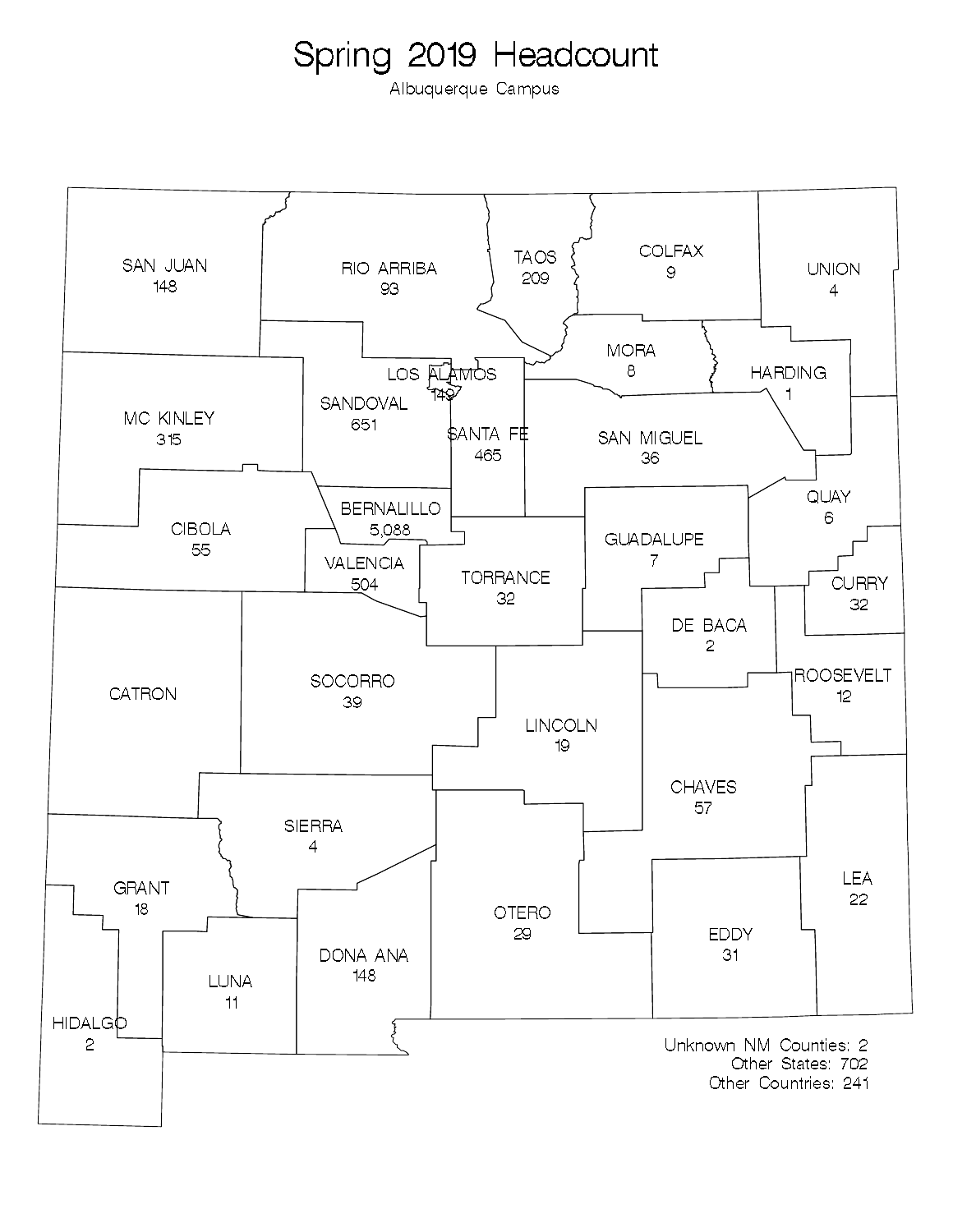# Spring 2019 Headcount

Albuquerque Campus

| County | Headcount |
| --- | --- |
| SAN JUAN | 148 |
| RIO ARRIBA | 93 |
| TAOS | 209 |
| COLFAX | 9 |
| UNION | 4 |
| MORA | 8 |
| HARDING | 1 |
| LOS ALAMOS | 149 |
| MC KINLEY | 315 |
| SANDOVAL | 651 |
| SANTA FE | 465 |
| SAN MIGUEL | 36 |
| QUAY | 6 |
| CIBOLA | 55 |
| BERNALILLO | 5,088 |
| VALENCIA | 504 |
| TORRANCE | 32 |
| GUADALUPE | 7 |
| CURRY | 32 |
| DE BACA | 2 |
| CATRON | |
| SOCORRO | 39 |
| LINCOLN | 19 |
| ROOSEVELT | 12 |
| CHAVES | 57 |
| SIERRA | 4 |
| GRANT | 18 |
| LEA | 22 |
| OTERO | 29 |
| EDDY | 31 |
| DONA ANA | 148 |
| LUNA | 11 |
| HIDALGO | 2 |

Unknown NM Counties: 2
Other States: 702
Other Countries: 241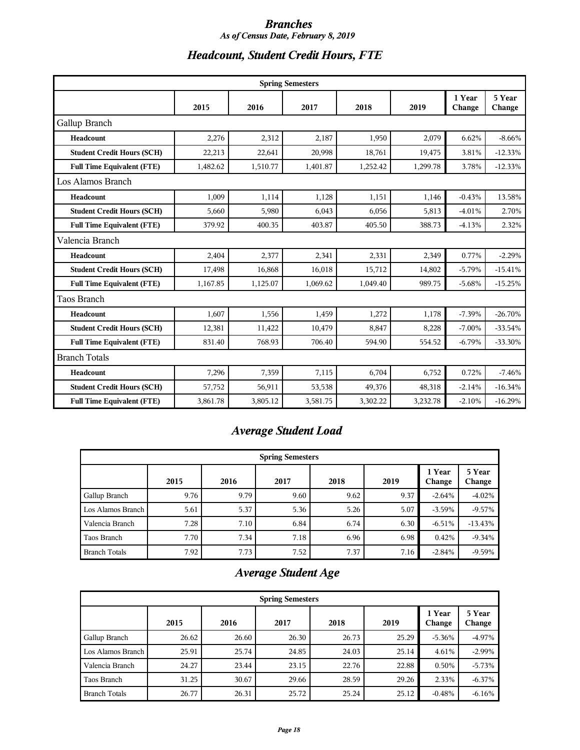# Branches

*As of Census Date, February 8, 2019*

## Headcount, Student Credit Hours, FTE

| Spring Semesters | | | | | | | |
|---|---|---|---|---|---|---|---|
| | 2015 | 2016 | 2017 | 2018 | 2019 | 1 Year Change | 5 Year Change |
| **Gallup Branch** | | | | | | | |
| **Headcount** | 2,276 | 2,312 | 2,187 | 1,950 | 2,079 | 6.62% | -8.66% |
| **Student Credit Hours (SCH)** | 22,213 | 22,641 | 20,998 | 18,761 | 19,475 | 3.81% | -12.33% |
| **Full Time Equivalent (FTE)** | 1,482.62 | 1,510.77 | 1,401.87 | 1,252.42 | 1,299.78 | 3.78% | -12.33% |
| **Los Alamos Branch** | | | | | | | |
| **Headcount** | 1,009 | 1,114 | 1,128 | 1,151 | 1,146 | -0.43% | 13.58% |
| **Student Credit Hours (SCH)** | 5,660 | 5,980 | 6,043 | 6,056 | 5,813 | -4.01% | 2.70% |
| **Full Time Equivalent (FTE)** | 379.92 | 400.35 | 403.87 | 405.50 | 388.73 | -4.13% | 2.32% |
| **Valencia Branch** | | | | | | | |
| **Headcount** | 2,404 | 2,377 | 2,341 | 2,331 | 2,349 | 0.77% | -2.29% |
| **Student Credit Hours (SCH)** | 17,498 | 16,868 | 16,018 | 15,712 | 14,802 | -5.79% | -15.41% |
| **Full Time Equivalent (FTE)** | 1,167.85 | 1,125.07 | 1,069.62 | 1,049.40 | 989.75 | -5.68% | -15.25% |
| **Taos Branch** | | | | | | | |
| **Headcount** | 1,607 | 1,556 | 1,459 | 1,272 | 1,178 | -7.39% | -26.70% |
| **Student Credit Hours (SCH)** | 12,381 | 11,422 | 10,479 | 8,847 | 8,228 | -7.00% | -33.54% |
| **Full Time Equivalent (FTE)** | 831.40 | 768.93 | 706.40 | 594.90 | 554.52 | -6.79% | -33.30% |
| **Branch Totals** | | | | | | | |
| **Headcount** | 7,296 | 7,359 | 7,115 | 6,704 | 6,752 | 0.72% | -7.46% |
| **Student Credit Hours (SCH)** | 57,752 | 56,911 | 53,538 | 49,376 | 48,318 | -2.14% | -16.34% |
| **Full Time Equivalent (FTE)** | 3,861.78 | 3,805.12 | 3,581.75 | 3,302.22 | 3,232.78 | -2.10% | -16.29% |

## Average Student Load

| Spring Semesters | | | | | | | |
|---|---|---|---|---|---|---|---|
| | 2015 | 2016 | 2017 | 2018 | 2019 | 1 Year Change | 5 Year Change |
| Gallup Branch | 9.76 | 9.79 | 9.60 | 9.62 | 9.37 | -2.64% | -4.02% |
| Los Alamos Branch | 5.61 | 5.37 | 5.36 | 5.26 | 5.07 | -3.59% | -9.57% |
| Valencia Branch | 7.28 | 7.10 | 6.84 | 6.74 | 6.30 | -6.51% | -13.43% |
| Taos Branch | 7.70 | 7.34 | 7.18 | 6.96 | 6.98 | 0.42% | -9.34% |
| Branch Totals | 7.92 | 7.73 | 7.52 | 7.37 | 7.16 | -2.84% | -9.59% |

## Average Student Age

| Spring Semesters | | | | | | | |
|---|---|---|---|---|---|---|---|
| | 2015 | 2016 | 2017 | 2018 | 2019 | 1 Year Change | 5 Year Change |
| Gallup Branch | 26.62 | 26.60 | 26.30 | 26.73 | 25.29 | -5.36% | -4.97% |
| Los Alamos Branch | 25.91 | 25.74 | 24.85 | 24.03 | 25.14 | 4.61% | -2.99% |
| Valencia Branch | 24.27 | 23.44 | 23.15 | 22.76 | 22.88 | 0.50% | -5.73% |
| Taos Branch | 31.25 | 30.67 | 29.66 | 28.59 | 29.26 | 2.33% | -6.37% |
| Branch Totals | 26.77 | 26.31 | 25.72 | 25.24 | 25.12 | -0.48% | -6.16% |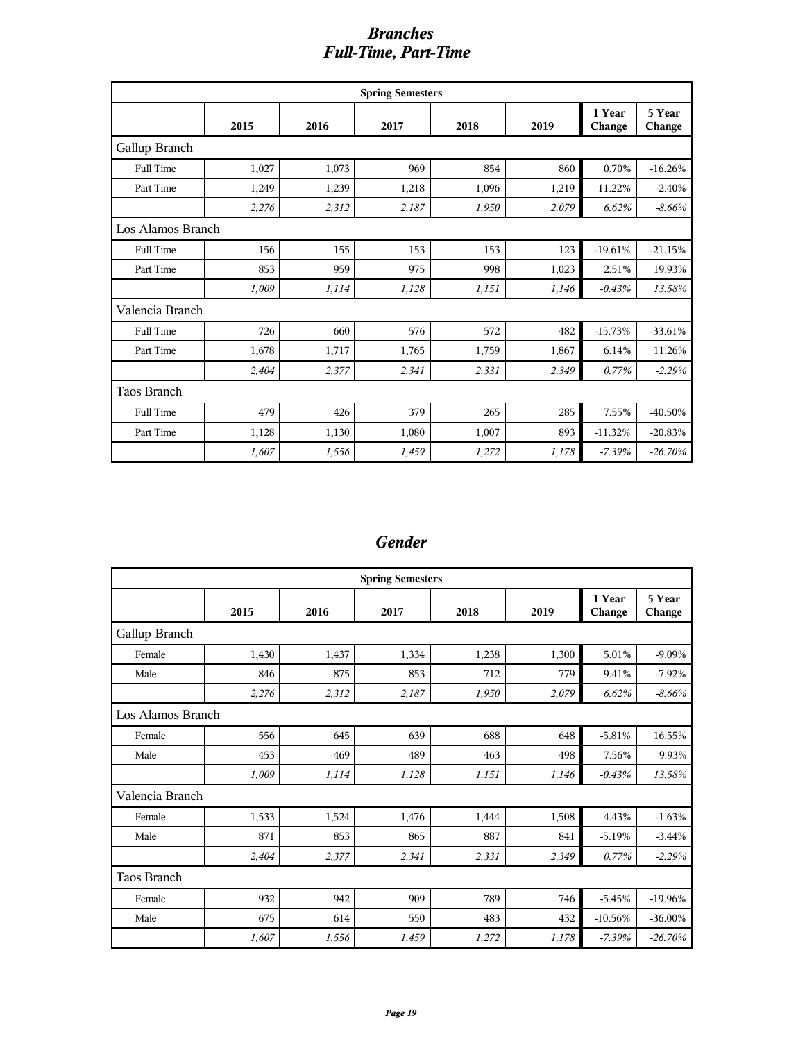## *Branches*
## *Full-Time, Part-Time*

| Spring Semesters | | | | | | | |
|---|---|---|---|---|---|---|---|
| | 2015 | 2016 | 2017 | 2018 | 2019 | 1 Year Change | 5 Year Change |
| Gallup Branch | | | | | | | |
| Full Time | 1,027 | 1,073 | 969 | 854 | 860 | 0.70% | -16.26% |
| Part Time | 1,249 | 1,239 | 1,218 | 1,096 | 1,219 | 11.22% | -2.40% |
| | *2,276* | *2,312* | *2,187* | *1,950* | *2,079* | *6.62%* | *-8.66%* |
| Los Alamos Branch | | | | | | | |
| Full Time | 156 | 155 | 153 | 153 | 123 | -19.61% | -21.15% |
| Part Time | 853 | 959 | 975 | 998 | 1,023 | 2.51% | 19.93% |
| | *1,009* | *1,114* | *1,128* | *1,151* | *1,146* | *-0.43%* | *13.58%* |
| Valencia Branch | | | | | | | |
| Full Time | 726 | 660 | 576 | 572 | 482 | -15.73% | -33.61% |
| Part Time | 1,678 | 1,717 | 1,765 | 1,759 | 1,867 | 6.14% | 11.26% |
| | *2,404* | *2,377* | *2,341* | *2,331* | *2,349* | *0.77%* | *-2.29%* |
| Taos Branch | | | | | | | |
| Full Time | 479 | 426 | 379 | 265 | 285 | 7.55% | -40.50% |
| Part Time | 1,128 | 1,130 | 1,080 | 1,007 | 893 | -11.32% | -20.83% |
| | *1,607* | *1,556* | *1,459* | *1,272* | *1,178* | *-7.39%* | *-26.70%* |

## *Gender*

| Spring Semesters | | | | | | | |
|---|---|---|---|---|---|---|---|
| | 2015 | 2016 | 2017 | 2018 | 2019 | 1 Year Change | 5 Year Change |
| Gallup Branch | | | | | | | |
| Female | 1,430 | 1,437 | 1,334 | 1,238 | 1,300 | 5.01% | -9.09% |
| Male | 846 | 875 | 853 | 712 | 779 | 9.41% | -7.92% |
| | *2,276* | *2,312* | *2,187* | *1,950* | *2,079* | *6.62%* | *-8.66%* |
| Los Alamos Branch | | | | | | | |
| Female | 556 | 645 | 639 | 688 | 648 | -5.81% | 16.55% |
| Male | 453 | 469 | 489 | 463 | 498 | 7.56% | 9.93% |
| | *1,009* | *1,114* | *1,128* | *1,151* | *1,146* | *-0.43%* | *13.58%* |
| Valencia Branch | | | | | | | |
| Female | 1,533 | 1,524 | 1,476 | 1,444 | 1,508 | 4.43% | -1.63% |
| Male | 871 | 853 | 865 | 887 | 841 | -5.19% | -3.44% |
| | *2,404* | *2,377* | *2,341* | *2,331* | *2,349* | *0.77%* | *-2.29%* |
| Taos Branch | | | | | | | |
| Female | 932 | 942 | 909 | 789 | 746 | -5.45% | -19.96% |
| Male | 675 | 614 | 550 | 483 | 432 | -10.56% | -36.00% |
| | *1,607* | *1,556* | *1,459* | *1,272* | *1,178* | *-7.39%* | *-26.70%* |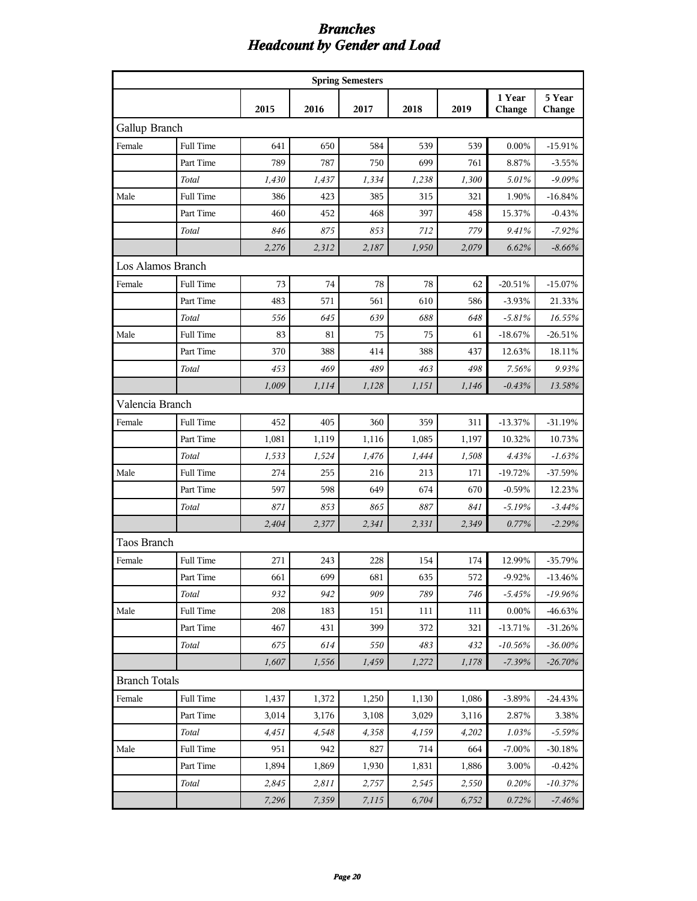# *Branches*
# *Headcount by Gender and Load*

| Spring Semesters | | | | | | | | |
|---|---|---|---|---|---|---|---|---|
| | | **2015** | **2016** | **2017** | **2018** | **2019** | **1 Year Change** | **5 Year Change** |
| **Gallup Branch** | | | | | | | | |
| Female | Full Time | 641 | 650 | 584 | 539 | 539 | 0.00% | -15.91% |
| | Part Time | 789 | 787 | 750 | 699 | 761 | 8.87% | -3.55% |
| | *Total* | *1,430* | *1,437* | *1,334* | *1,238* | *1,300* | *5.01%* | *-9.09%* |
| Male | Full Time | 386 | 423 | 385 | 315 | 321 | 1.90% | -16.84% |
| | Part Time | 460 | 452 | 468 | 397 | 458 | 15.37% | -0.43% |
| | *Total* | *846* | *875* | *853* | *712* | *779* | *9.41%* | *-7.92%* |
| | | *2,276* | *2,312* | *2,187* | *1,950* | *2,079* | *6.62%* | *-8.66%* |
| **Los Alamos Branch** | | | | | | | | |
| Female | Full Time | 73 | 74 | 78 | 78 | 62 | -20.51% | -15.07% |
| | Part Time | 483 | 571 | 561 | 610 | 586 | -3.93% | 21.33% |
| | *Total* | *556* | *645* | *639* | *688* | *648* | *-5.81%* | *16.55%* |
| Male | Full Time | 83 | 81 | 75 | 75 | 61 | -18.67% | -26.51% |
| | Part Time | 370 | 388 | 414 | 388 | 437 | 12.63% | 18.11% |
| | *Total* | *453* | *469* | *489* | *463* | *498* | *7.56%* | *9.93%* |
| | | *1,009* | *1,114* | *1,128* | *1,151* | *1,146* | *-0.43%* | *13.58%* |
| **Valencia Branch** | | | | | | | | |
| Female | Full Time | 452 | 405 | 360 | 359 | 311 | -13.37% | -31.19% |
| | Part Time | 1,081 | 1,119 | 1,116 | 1,085 | 1,197 | 10.32% | 10.73% |
| | *Total* | *1,533* | *1,524* | *1,476* | *1,444* | *1,508* | *4.43%* | *-1.63%* |
| Male | Full Time | 274 | 255 | 216 | 213 | 171 | -19.72% | -37.59% |
| | Part Time | 597 | 598 | 649 | 674 | 670 | -0.59% | 12.23% |
| | *Total* | *871* | *853* | *865* | *887* | *841* | *-5.19%* | *-3.44%* |
| | | *2,404* | *2,377* | *2,341* | *2,331* | *2,349* | *0.77%* | *-2.29%* |
| **Taos Branch** | | | | | | | | |
| Female | Full Time | 271 | 243 | 228 | 154 | 174 | 12.99% | -35.79% |
| | Part Time | 661 | 699 | 681 | 635 | 572 | -9.92% | -13.46% |
| | *Total* | *932* | *942* | *909* | *789* | *746* | *-5.45%* | *-19.96%* |
| Male | Full Time | 208 | 183 | 151 | 111 | 111 | 0.00% | -46.63% |
| | Part Time | 467 | 431 | 399 | 372 | 321 | -13.71% | -31.26% |
| | *Total* | *675* | *614* | *550* | *483* | *432* | *-10.56%* | *-36.00%* |
| | | *1,607* | *1,556* | *1,459* | *1,272* | *1,178* | *-7.39%* | *-26.70%* |
| **Branch Totals** | | | | | | | | |
| Female | Full Time | 1,437 | 1,372 | 1,250 | 1,130 | 1,086 | -3.89% | -24.43% |
| | Part Time | 3,014 | 3,176 | 3,108 | 3,029 | 3,116 | 2.87% | 3.38% |
| | *Total* | *4,451* | *4,548* | *4,358* | *4,159* | *4,202* | *1.03%* | *-5.59%* |
| Male | Full Time | 951 | 942 | 827 | 714 | 664 | -7.00% | -30.18% |
| | Part Time | 1,894 | 1,869 | 1,930 | 1,831 | 1,886 | 3.00% | -0.42% |
| | *Total* | *2,845* | *2,811* | *2,757* | *2,545* | *2,550* | *0.20%* | *-10.37%* |
| | | *7,296* | *7,359* | *7,115* | *6,704* | *6,752* | *0.72%* | *-7.46%* |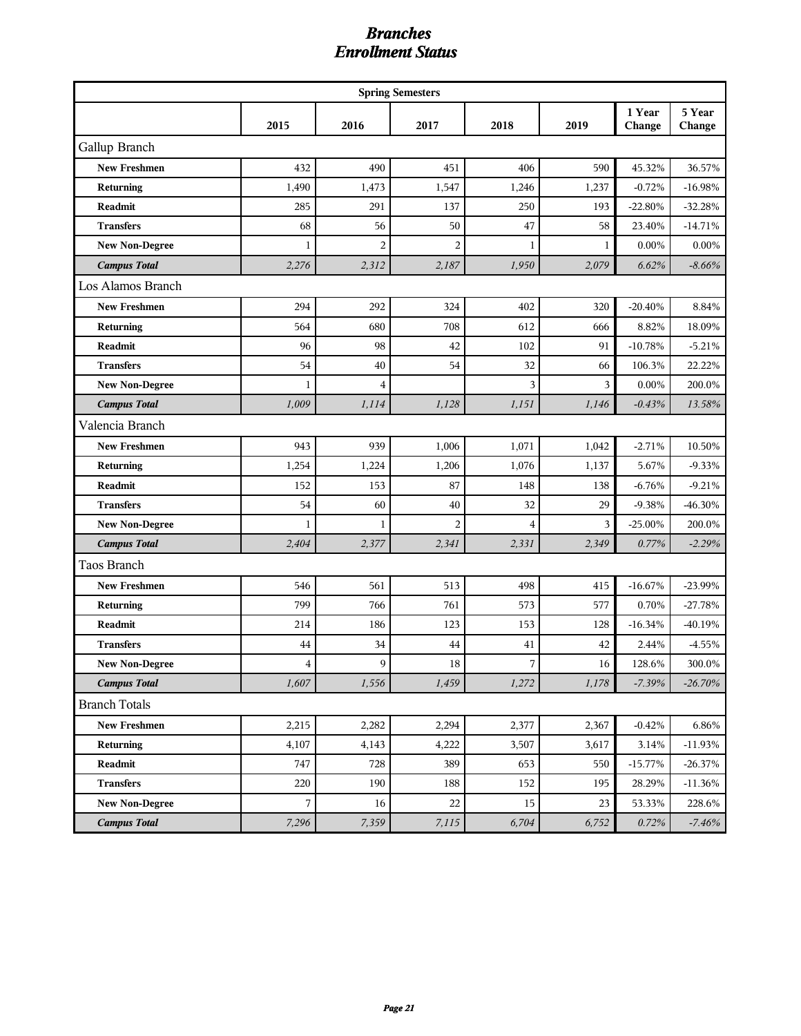# *Branches*
# *Enrollment Status*

| | Spring Semesters | | | | | | |
|---|---|---|---|---|---|---|---|
| | 2015 | 2016 | 2017 | 2018 | 2019 | 1 Year Change | 5 Year Change |
| Gallup Branch | | | | | | | |
| **New Freshmen** | 432 | 490 | 451 | 406 | 590 | 45.32% | 36.57% |
| **Returning** | 1,490 | 1,473 | 1,547 | 1,246 | 1,237 | -0.72% | -16.98% |
| **Readmit** | 285 | 291 | 137 | 250 | 193 | -22.80% | -32.28% |
| **Transfers** | 68 | 56 | 50 | 47 | 58 | 23.40% | -14.71% |
| **New Non-Degree** | 1 | 2 | 2 | 1 | 1 | 0.00% | 0.00% |
| ***Campus Total*** | *2,276* | *2,312* | *2,187* | *1,950* | *2,079* | *6.62%* | *-8.66%* |
| Los Alamos Branch | | | | | | | |
| **New Freshmen** | 294 | 292 | 324 | 402 | 320 | -20.40% | 8.84% |
| **Returning** | 564 | 680 | 708 | 612 | 666 | 8.82% | 18.09% |
| **Readmit** | 96 | 98 | 42 | 102 | 91 | -10.78% | -5.21% |
| **Transfers** | 54 | 40 | 54 | 32 | 66 | 106.3% | 22.22% |
| **New Non-Degree** | 1 | 4 | | 3 | 3 | 0.00% | 200.0% |
| ***Campus Total*** | *1,009* | *1,114* | *1,128* | *1,151* | *1,146* | *-0.43%* | *13.58%* |
| Valencia Branch | | | | | | | |
| **New Freshmen** | 943 | 939 | 1,006 | 1,071 | 1,042 | -2.71% | 10.50% |
| **Returning** | 1,254 | 1,224 | 1,206 | 1,076 | 1,137 | 5.67% | -9.33% |
| **Readmit** | 152 | 153 | 87 | 148 | 138 | -6.76% | -9.21% |
| **Transfers** | 54 | 60 | 40 | 32 | 29 | -9.38% | -46.30% |
| **New Non-Degree** | 1 | 1 | 2 | 4 | 3 | -25.00% | 200.0% |
| ***Campus Total*** | *2,404* | *2,377* | *2,341* | *2,331* | *2,349* | *0.77%* | *-2.29%* |
| Taos Branch | | | | | | | |
| **New Freshmen** | 546 | 561 | 513 | 498 | 415 | -16.67% | -23.99% |
| **Returning** | 799 | 766 | 761 | 573 | 577 | 0.70% | -27.78% |
| **Readmit** | 214 | 186 | 123 | 153 | 128 | -16.34% | -40.19% |
| **Transfers** | 44 | 34 | 44 | 41 | 42 | 2.44% | -4.55% |
| **New Non-Degree** | 4 | 9 | 18 | 7 | 16 | 128.6% | 300.0% |
| ***Campus Total*** | *1,607* | *1,556* | *1,459* | *1,272* | *1,178* | *-7.39%* | *-26.70%* |
| Branch Totals | | | | | | | |
| **New Freshmen** | 2,215 | 2,282 | 2,294 | 2,377 | 2,367 | -0.42% | 6.86% |
| **Returning** | 4,107 | 4,143 | 4,222 | 3,507 | 3,617 | 3.14% | -11.93% |
| **Readmit** | 747 | 728 | 389 | 653 | 550 | -15.77% | -26.37% |
| **Transfers** | 220 | 190 | 188 | 152 | 195 | 28.29% | -11.36% |
| **New Non-Degree** | 7 | 16 | 22 | 15 | 23 | 53.33% | 228.6% |
| ***Campus Total*** | *7,296* | *7,359* | *7,115* | *6,704* | *6,752* | *0.72%* | *-7.46%* |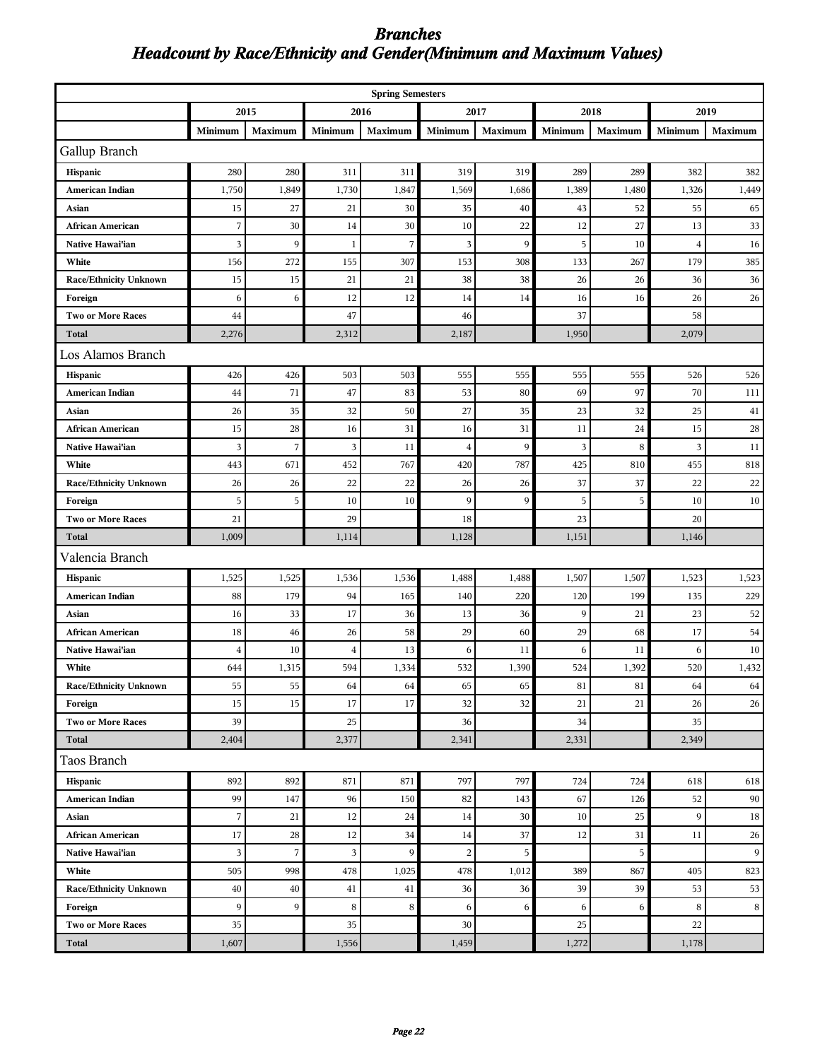# *Branches*
# *Headcount by Race/Ethnicity and Gender(Minimum and Maximum Values)*

| Spring Semesters | | | | | | | | | | |
|---|---|---|---|---|---|---|---|---|---|---|
| | 2015 | | 2016 | | 2017 | | 2018 | | 2019 | |
| | Minimum | Maximum | Minimum | Maximum | Minimum | Maximum | Minimum | Maximum | Minimum | Maximum |
| Gallup Branch | | | | | | | | | | |
| **Hispanic** | 280 | 280 | 311 | 311 | 319 | 319 | 289 | 289 | 382 | 382 |
| **American Indian** | 1,750 | 1,849 | 1,730 | 1,847 | 1,569 | 1,686 | 1,389 | 1,480 | 1,326 | 1,449 |
| **Asian** | 15 | 27 | 21 | 30 | 35 | 40 | 43 | 52 | 55 | 65 |
| **African American** | 7 | 30 | 14 | 30 | 10 | 22 | 12 | 27 | 13 | 33 |
| **Native Hawai'ian** | 3 | 9 | 1 | 7 | 3 | 9 | 5 | 10 | 4 | 16 |
| **White** | 156 | 272 | 155 | 307 | 153 | 308 | 133 | 267 | 179 | 385 |
| **Race/Ethnicity Unknown** | 15 | 15 | 21 | 21 | 38 | 38 | 26 | 26 | 36 | 36 |
| **Foreign** | 6 | 6 | 12 | 12 | 14 | 14 | 16 | 16 | 26 | 26 |
| **Two or More Races** | 44 | | 47 | | 46 | | 37 | | 58 | |
| **Total** | 2,276 | | 2,312 | | 2,187 | | 1,950 | | 2,079 | |
| Los Alamos Branch | | | | | | | | | | |
| **Hispanic** | 426 | 426 | 503 | 503 | 555 | 555 | 555 | 555 | 526 | 526 |
| **American Indian** | 44 | 71 | 47 | 83 | 53 | 80 | 69 | 97 | 70 | 111 |
| **Asian** | 26 | 35 | 32 | 50 | 27 | 35 | 23 | 32 | 25 | 41 |
| **African American** | 15 | 28 | 16 | 31 | 16 | 31 | 11 | 24 | 15 | 28 |
| **Native Hawai'ian** | 3 | 7 | 3 | 11 | 4 | 9 | 3 | 8 | 3 | 11 |
| **White** | 443 | 671 | 452 | 767 | 420 | 787 | 425 | 810 | 455 | 818 |
| **Race/Ethnicity Unknown** | 26 | 26 | 22 | 22 | 26 | 26 | 37 | 37 | 22 | 22 |
| **Foreign** | 5 | 5 | 10 | 10 | 9 | 9 | 5 | 5 | 10 | 10 |
| **Two or More Races** | 21 | | 29 | | 18 | | 23 | | 20 | |
| **Total** | 1,009 | | 1,114 | | 1,128 | | 1,151 | | 1,146 | |
| Valencia Branch | | | | | | | | | | |
| **Hispanic** | 1,525 | 1,525 | 1,536 | 1,536 | 1,488 | 1,488 | 1,507 | 1,507 | 1,523 | 1,523 |
| **American Indian** | 88 | 179 | 94 | 165 | 140 | 220 | 120 | 199 | 135 | 229 |
| **Asian** | 16 | 33 | 17 | 36 | 13 | 36 | 9 | 21 | 23 | 52 |
| **African American** | 18 | 46 | 26 | 58 | 29 | 60 | 29 | 68 | 17 | 54 |
| **Native Hawai'ian** | 4 | 10 | 4 | 13 | 6 | 11 | 6 | 11 | 6 | 10 |
| **White** | 644 | 1,315 | 594 | 1,334 | 532 | 1,390 | 524 | 1,392 | 520 | 1,432 |
| **Race/Ethnicity Unknown** | 55 | 55 | 64 | 64 | 65 | 65 | 81 | 81 | 64 | 64 |
| **Foreign** | 15 | 15 | 17 | 17 | 32 | 32 | 21 | 21 | 26 | 26 |
| **Two or More Races** | 39 | | 25 | | 36 | | 34 | | 35 | |
| **Total** | 2,404 | | 2,377 | | 2,341 | | 2,331 | | 2,349 | |
| Taos Branch | | | | | | | | | | |
| **Hispanic** | 892 | 892 | 871 | 871 | 797 | 797 | 724 | 724 | 618 | 618 |
| **American Indian** | 99 | 147 | 96 | 150 | 82 | 143 | 67 | 126 | 52 | 90 |
| **Asian** | 7 | 21 | 12 | 24 | 14 | 30 | 10 | 25 | 9 | 18 |
| **African American** | 17 | 28 | 12 | 34 | 14 | 37 | 12 | 31 | 11 | 26 |
| **Native Hawai'ian** | 3 | 7 | 3 | 9 | 2 | 5 | | 5 | | 9 |
| **White** | 505 | 998 | 478 | 1,025 | 478 | 1,012 | 389 | 867 | 405 | 823 |
| **Race/Ethnicity Unknown** | 40 | 40 | 41 | 41 | 36 | 36 | 39 | 39 | 53 | 53 |
| **Foreign** | 9 | 9 | 8 | 8 | 6 | 6 | 6 | 6 | 8 | 8 |
| **Two or More Races** | 35 | | 35 | | 30 | | 25 | | 22 | |
| **Total** | 1,607 | | 1,556 | | 1,459 | | 1,272 | | 1,178 | |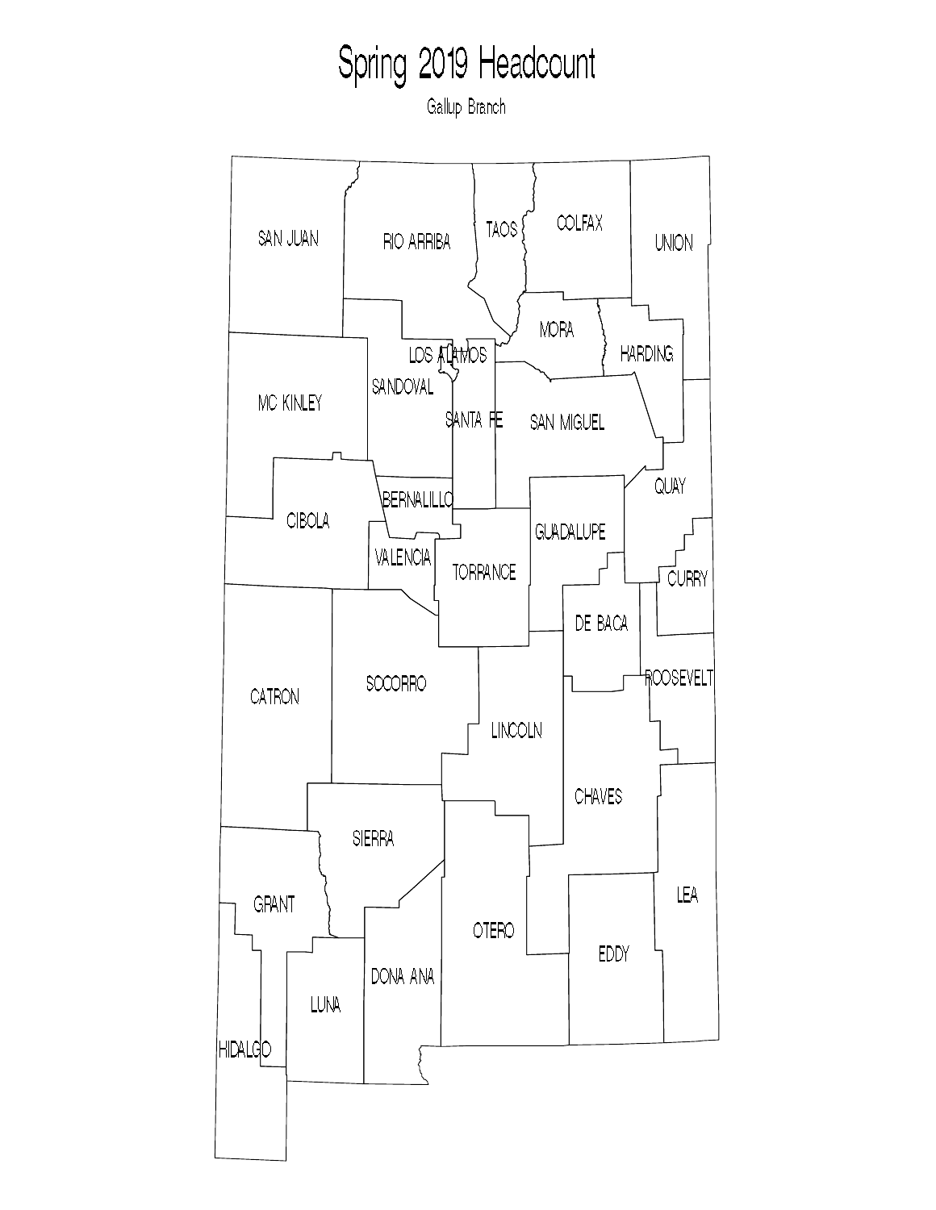# Spring 2019 Headcount

Gallup Branch

SAN JUAN

RIO ARRIBA

TAOS

COLFAX

UNION

MORA

HARDING

LOS ALAMOS

MC KINLEY

SANDOVAL

SANTA FE

SAN MIGUEL

QUAY

BERNALILLO

CIBOLA

GUADALUPE

VALENCIA

TORRANCE

CURRY

DE BACA

ROOSEVELT

CATRON

SOCORRO

LINCOLN

CHAVES

SIERRA

GRANT

LEA

OTERO

EDDY

DONA ANA

LUNA

HIDALGO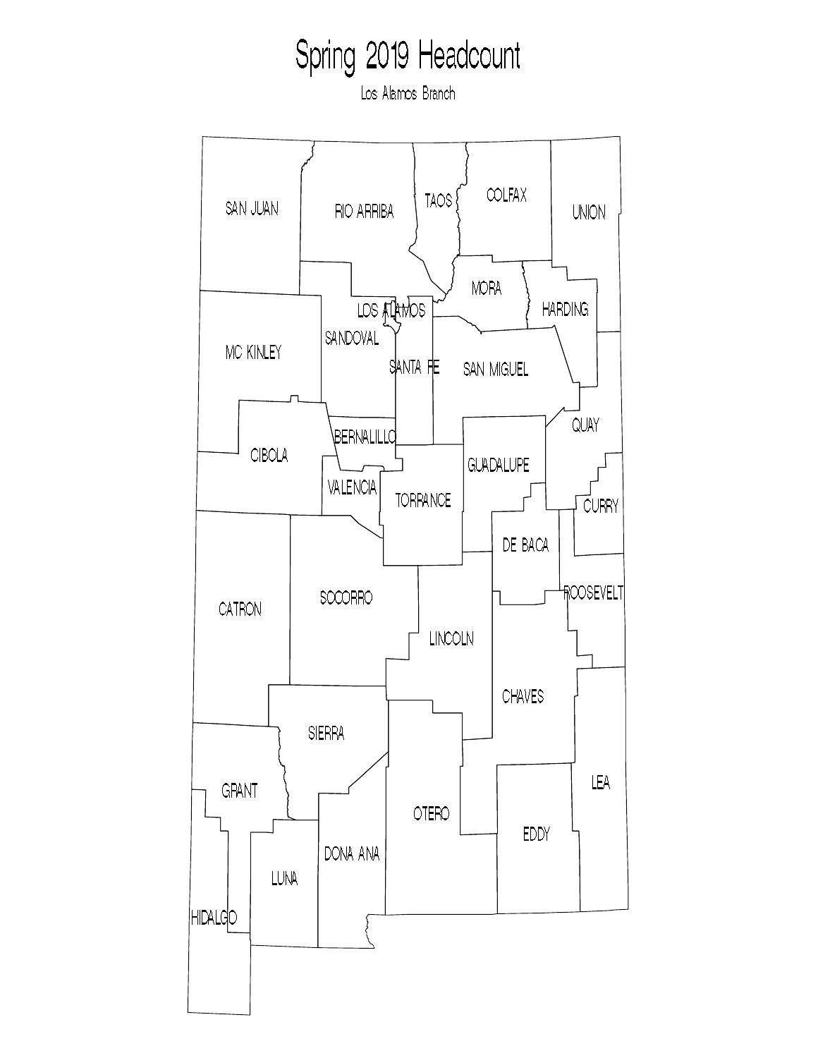# Spring 2019 Headcount

Los Alamos Branch

SAN JUAN

RIO ARRIBA

TAOS

COLFAX

UNION

MORA

HARDING

LOS ALAMOS

MC KINLEY

SANDOVAL

SANTA FE

SAN MIGUEL

QUAY

BERNALILLO

CIBOLA

GUADALUPE

VALENCIA

TORRANCE

CURRY

DE BACA

CATRON

SOCORRO

ROOSEVELT

LINCOLN

CHAVES

SIERRA

LEA

GRANT

OTERO

EDDY

DONA ANA

LUNA

HIDALGO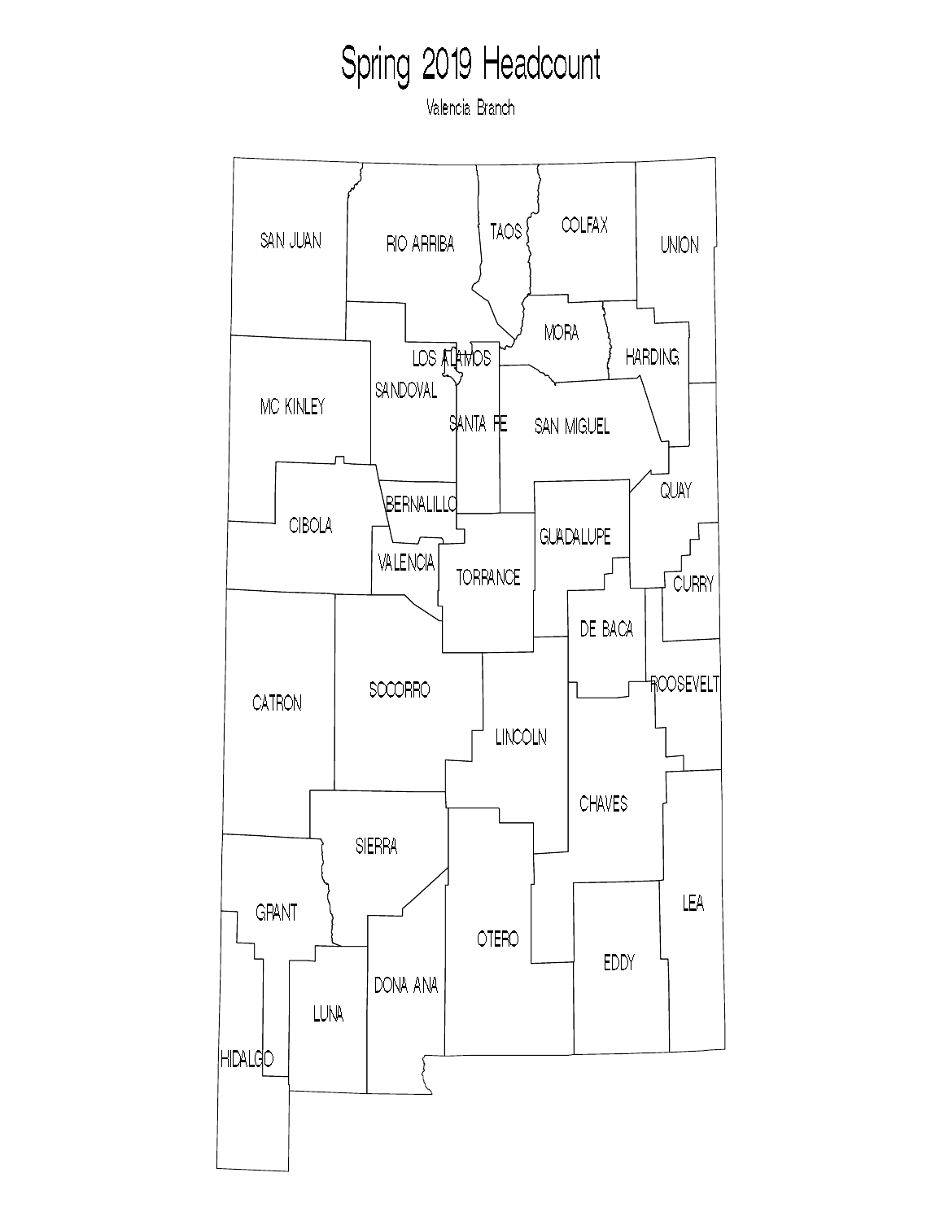# Spring 2019 Headcount

Valencia Branch

SAN JUAN

RIO ARRIBA

TAOS

COLFAX

UNION

MORA

HARDING

LOS ALAMOS

MC KINLEY

SANDOVAL

SANTA FE

SAN MIGUEL

QUAY

CIBOLA

BERNALILLO

GUADALUPE

VALENCIA

TORRANCE

CURRY

DE BACA

ROOSEVELT

CATRON

SOCORRO

LINCOLN

CHAVES

SIERRA

GRANT

LEA

OTERO

EDDY

DONA ANA

LUNA

HIDALGO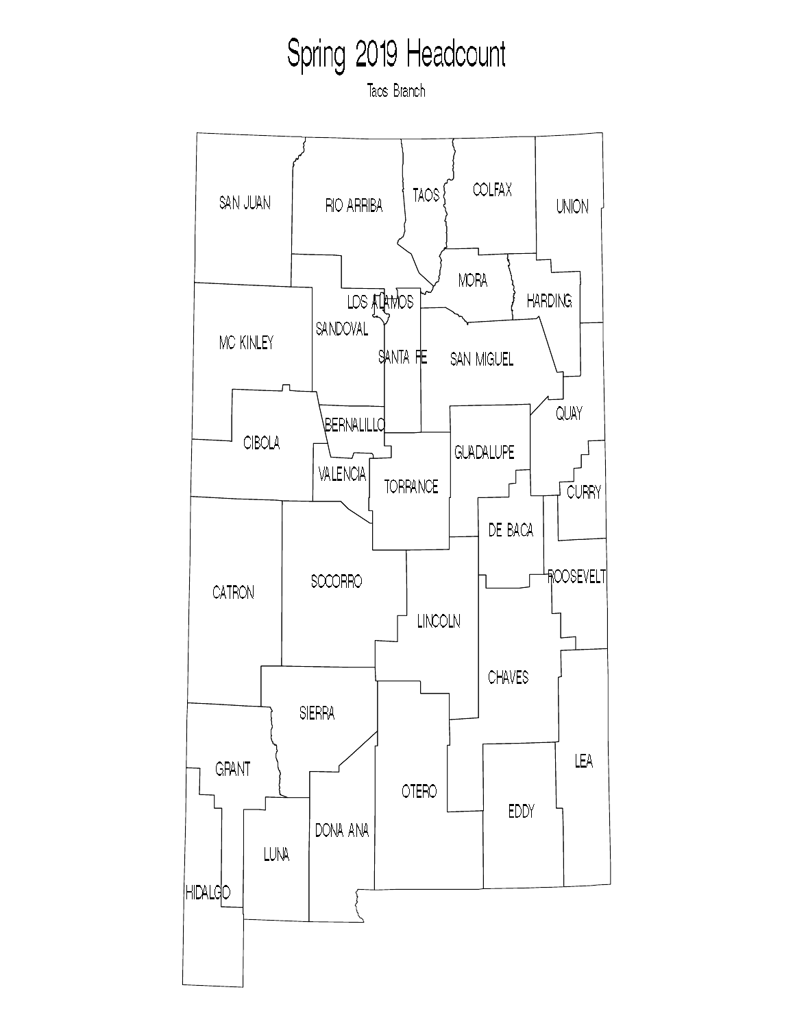# Spring 2019 Headcount

Taos Branch

SAN JUAN

RIO ARRIBA

TAOS

COLFAX

UNION

MORA

HARDING

LOS ALAMOS

MC KINLEY

SANDOVAL

SANTA FE

SAN MIGUEL

QUAY

BERNALILLO

CIBOLA

GUADALUPE

VALENCIA

TORRANCE

CURRY

DE BACA

ROOSEVELT

CATRON

SOCORRO

LINCOLN

CHAVES

SIERRA

GRANT

LEA

OTERO

EDDY

DONA ANA

LUNA

HIDALGO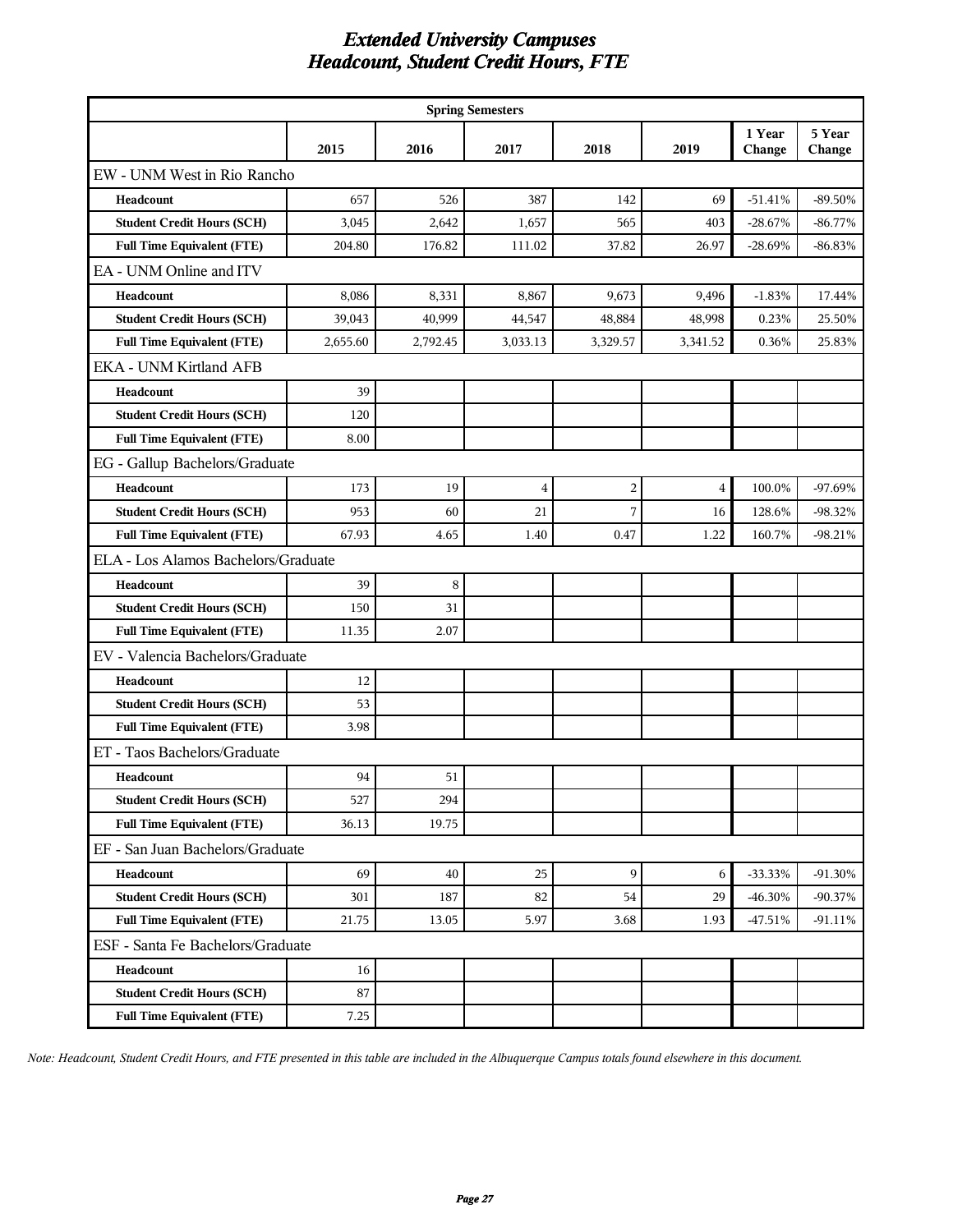# Extended University Campuses
# Headcount, Student Credit Hours, FTE

| Spring Semesters | | | | | | | |
|---|---|---|---|---|---|---|---|
| | 2015 | 2016 | 2017 | 2018 | 2019 | 1 Year Change | 5 Year Change |
| EW - UNM West in Rio Rancho | | | | | | | |
| **Headcount** | 657 | 526 | 387 | 142 | 69 | -51.41% | -89.50% |
| **Student Credit Hours (SCH)** | 3,045 | 2,642 | 1,657 | 565 | 403 | -28.67% | -86.77% |
| **Full Time Equivalent (FTE)** | 204.80 | 176.82 | 111.02 | 37.82 | 26.97 | -28.69% | -86.83% |
| EA - UNM Online and ITV | | | | | | | |
| **Headcount** | 8,086 | 8,331 | 8,867 | 9,673 | 9,496 | -1.83% | 17.44% |
| **Student Credit Hours (SCH)** | 39,043 | 40,999 | 44,547 | 48,884 | 48,998 | 0.23% | 25.50% |
| **Full Time Equivalent (FTE)** | 2,655.60 | 2,792.45 | 3,033.13 | 3,329.57 | 3,341.52 | 0.36% | 25.83% |
| EKA - UNM Kirtland AFB | | | | | | | |
| **Headcount** | 39 | | | | | | |
| **Student Credit Hours (SCH)** | 120 | | | | | | |
| **Full Time Equivalent (FTE)** | 8.00 | | | | | | |
| EG - Gallup Bachelors/Graduate | | | | | | | |
| **Headcount** | 173 | 19 | 4 | 2 | 4 | 100.0% | -97.69% |
| **Student Credit Hours (SCH)** | 953 | 60 | 21 | 7 | 16 | 128.6% | -98.32% |
| **Full Time Equivalent (FTE)** | 67.93 | 4.65 | 1.40 | 0.47 | 1.22 | 160.7% | -98.21% |
| ELA - Los Alamos Bachelors/Graduate | | | | | | | |
| **Headcount** | 39 | 8 | | | | | |
| **Student Credit Hours (SCH)** | 150 | 31 | | | | | |
| **Full Time Equivalent (FTE)** | 11.35 | 2.07 | | | | | |
| EV - Valencia Bachelors/Graduate | | | | | | | |
| **Headcount** | 12 | | | | | | |
| **Student Credit Hours (SCH)** | 53 | | | | | | |
| **Full Time Equivalent (FTE)** | 3.98 | | | | | | |
| ET - Taos Bachelors/Graduate | | | | | | | |
| **Headcount** | 94 | 51 | | | | | |
| **Student Credit Hours (SCH)** | 527 | 294 | | | | | |
| **Full Time Equivalent (FTE)** | 36.13 | 19.75 | | | | | |
| EF - San Juan Bachelors/Graduate | | | | | | | |
| **Headcount** | 69 | 40 | 25 | 9 | 6 | -33.33% | -91.30% |
| **Student Credit Hours (SCH)** | 301 | 187 | 82 | 54 | 29 | -46.30% | -90.37% |
| **Full Time Equivalent (FTE)** | 21.75 | 13.05 | 5.97 | 3.68 | 1.93 | -47.51% | -91.11% |
| ESF - Santa Fe Bachelors/Graduate | | | | | | | |
| **Headcount** | 16 | | | | | | |
| **Student Credit Hours (SCH)** | 87 | | | | | | |
| **Full Time Equivalent (FTE)** | 7.25 | | | | | | |

*Note: Headcount, Student Credit Hours, and FTE presented in this table are included in the Albuquerque Campus totals found elsewhere in this document.*